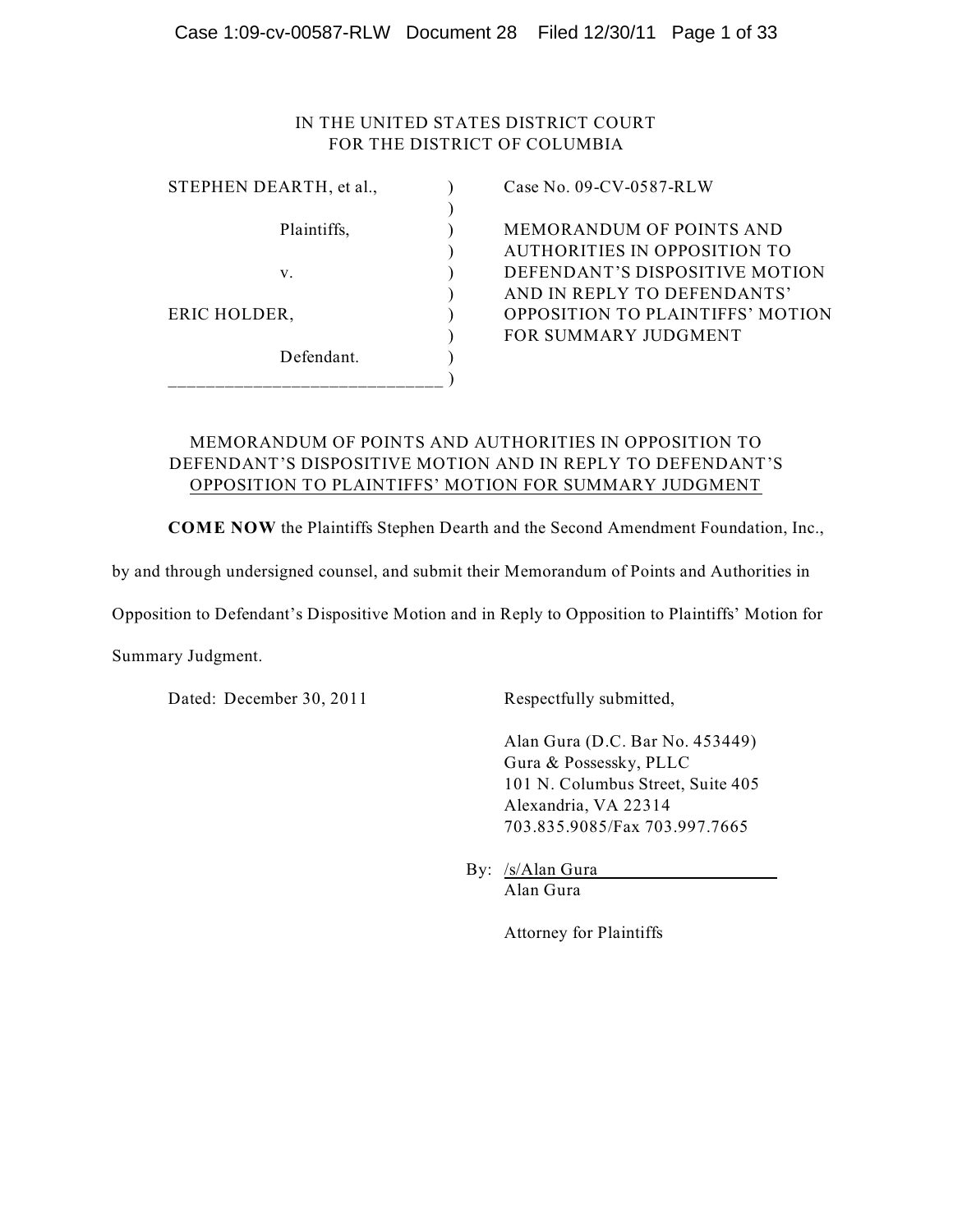IN THE UNITED STATES DISTRICT COURT
FOR THE DISTRICT OF COLUMBIA

| | | |
|---|---|---|
| STEPHEN DEARTH, et al., | ) | Case No. 09-CV-0587-RLW |
| | ) | |
| Plaintiffs, | ) | MEMORANDUM OF POINTS AND |
| | ) | AUTHORITIES IN OPPOSITION TO |
| v. | ) | DEFENDANT'S DISPOSITIVE MOTION |
| | ) | AND IN REPLY TO DEFENDANTS' |
| ERIC HOLDER, | ) | OPPOSITION TO PLAINTIFFS' MOTION |
| | ) | FOR SUMMARY JUDGMENT |
| Defendant. | ) | |
| ___________________________ | ) | |

MEMORANDUM OF POINTS AND AUTHORITIES IN OPPOSITION TO DEFENDANT'S DISPOSITIVE MOTION AND IN REPLY TO DEFENDANT'S OPPOSITION TO PLAINTIFFS' MOTION FOR SUMMARY JUDGMENT

**COME NOW** the Plaintiffs Stephen Dearth and the Second Amendment Foundation, Inc., by and through undersigned counsel, and submit their Memorandum of Points and Authorities in Opposition to Defendant's Dispositive Motion and in Reply to Opposition to Plaintiffs' Motion for Summary Judgment.

Dated: December 30, 2011

Respectfully submitted,

Alan Gura (D.C. Bar No. 453449)
Gura & Possessky, PLLC
101 N. Columbus Street, Suite 405
Alexandria, VA 22314
703.835.9085/Fax 703.997.7665

By: /s/Alan Gura
Alan Gura

Attorney for Plaintiffs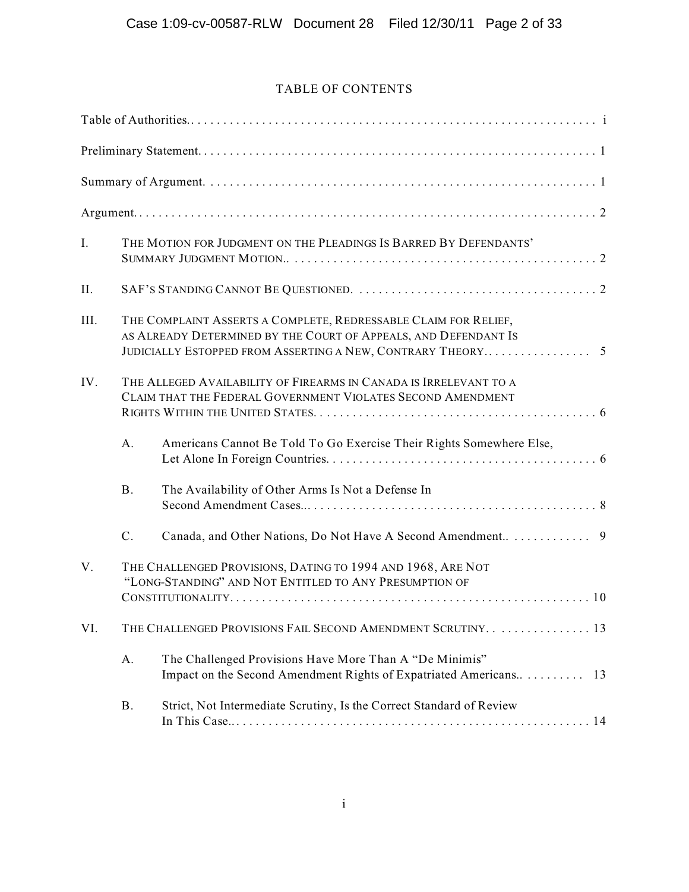# TABLE OF CONTENTS

Table of Authorities. . . . . . . . . . . . . . . . . . . . . . . . . . . . . . . . . . . . . . . . . . . . . . . . . . . . . . . . . . . . . . i

Preliminary Statement. . . . . . . . . . . . . . . . . . . . . . . . . . . . . . . . . . . . . . . . . . . . . . . . . . . . . . . . . . . . . 1

Summary of Argument. . . . . . . . . . . . . . . . . . . . . . . . . . . . . . . . . . . . . . . . . . . . . . . . . . . . . . . . . . . . 1

Argument. . . . . . . . . . . . . . . . . . . . . . . . . . . . . . . . . . . . . . . . . . . . . . . . . . . . . . . . . . . . . . . . . . . . . 2

I. THE MOTION FOR JUDGMENT ON THE PLEADINGS IS BARRED BY DEFENDANTS' SUMMARY JUDGMENT MOTION.. . . . . . . . . . . . . . . . . . . . . . . . . . . . . . . . . . . . . . . . . . . . . . 2

II. SAF'S STANDING CANNOT BE QUESTIONED. . . . . . . . . . . . . . . . . . . . . . . . . . . . . . . . . . . . . 2

III. THE COMPLAINT ASSERTS A COMPLETE, REDRESSABLE CLAIM FOR RELIEF, AS ALREADY DETERMINED BY THE COURT OF APPEALS, AND DEFENDANT IS JUDICIALLY ESTOPPED FROM ASSERTING A NEW, CONTRARY THEORY. . . . . . . . . . . . . . . . 5

IV. THE ALLEGED AVAILABILITY OF FIREARMS IN CANADA IS IRRELEVANT TO A CLAIM THAT THE FEDERAL GOVERNMENT VIOLATES SECOND AMENDMENT RIGHTS WITHIN THE UNITED STATES. . . . . . . . . . . . . . . . . . . . . . . . . . . . . . . . . . . . . . . . . . 6

- A. Americans Cannot Be Told To Go Exercise Their Rights Somewhere Else, Let Alone In Foreign Countries. . . . . . . . . . . . . . . . . . . . . . . . . . . . . . . . . . . . . . . . . 6
- B. The Availability of Other Arms Is Not a Defense In Second Amendment Cases... . . . . . . . . . . . . . . . . . . . . . . . . . . . . . . . . . . . . . . . . . . . . 8
- C. Canada, and Other Nations, Do Not Have A Second Amendment.. . . . . . . . . . . . . 9

V. THE CHALLENGED PROVISIONS, DATING TO 1994 AND 1968, ARE NOT "LONG-STANDING" AND NOT ENTITLED TO ANY PRESUMPTION OF CONSTITUTIONALITY. . . . . . . . . . . . . . . . . . . . . . . . . . . . . . . . . . . . . . . . . . . . . . . . . . . . . . . 10

VI. THE CHALLENGED PROVISIONS FAIL SECOND AMENDMENT SCRUTINY. . . . . . . . . . . . . . . 13

- A. The Challenged Provisions Have More Than A "De Minimis" Impact on the Second Amendment Rights of Expatriated Americans.. . . . . . . . . 13
- B. Strict, Not Intermediate Scrutiny, Is the Correct Standard of Review In This Case.. . . . . . . . . . . . . . . . . . . . . . . . . . . . . . . . . . . . . . . . . . . . . . . . . . . . . 14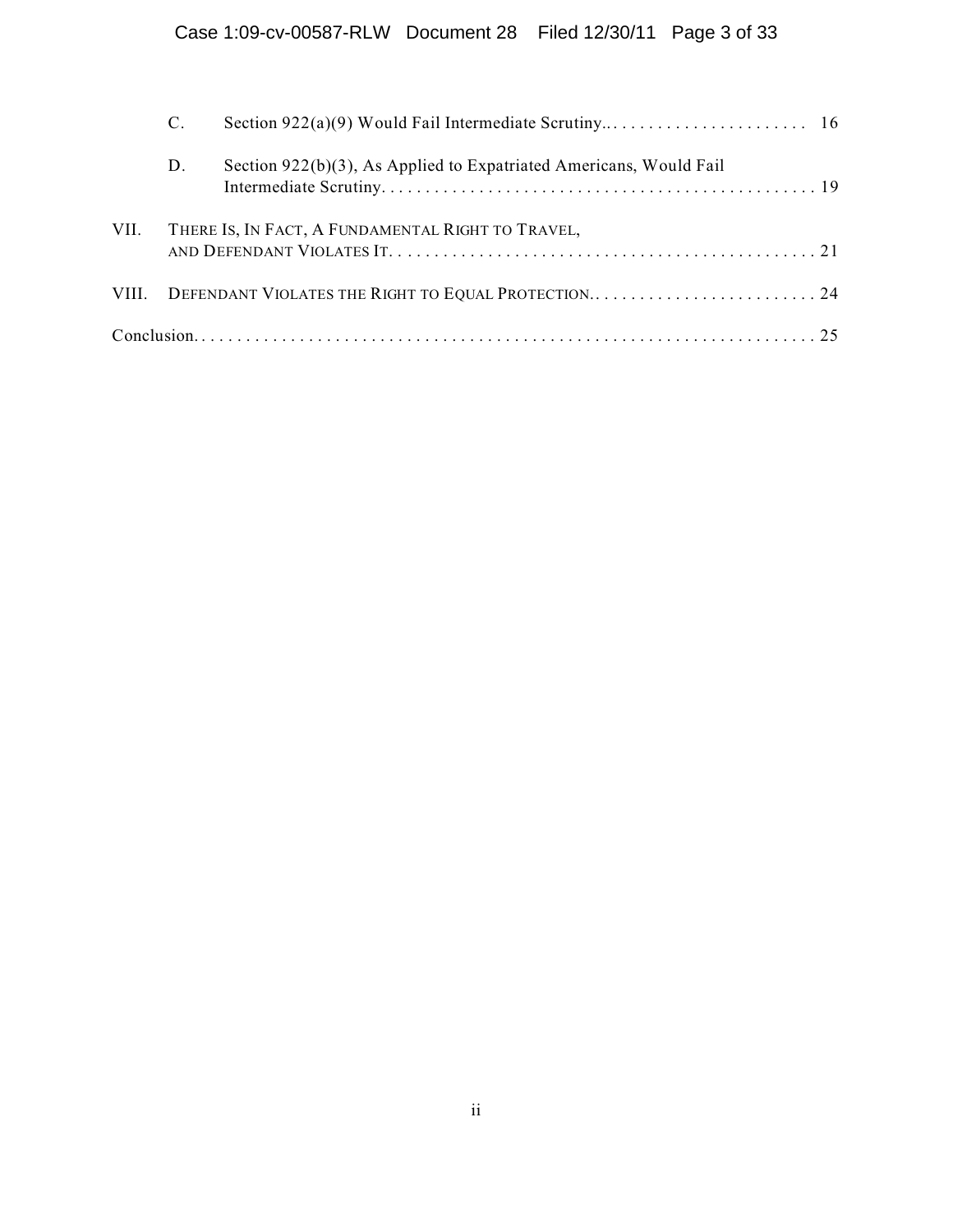C. Section 922(a)(9) Would Fail Intermediate Scrutiny.. 16

D. Section 922(b)(3), As Applied to Expatriated Americans, Would Fail Intermediate Scrutiny. 19

VII. THERE IS, IN FACT, A FUNDAMENTAL RIGHT TO TRAVEL, AND DEFENDANT VIOLATES IT. 21

VIII. DEFENDANT VIOLATES THE RIGHT TO EQUAL PROTECTION. 24

Conclusion. 25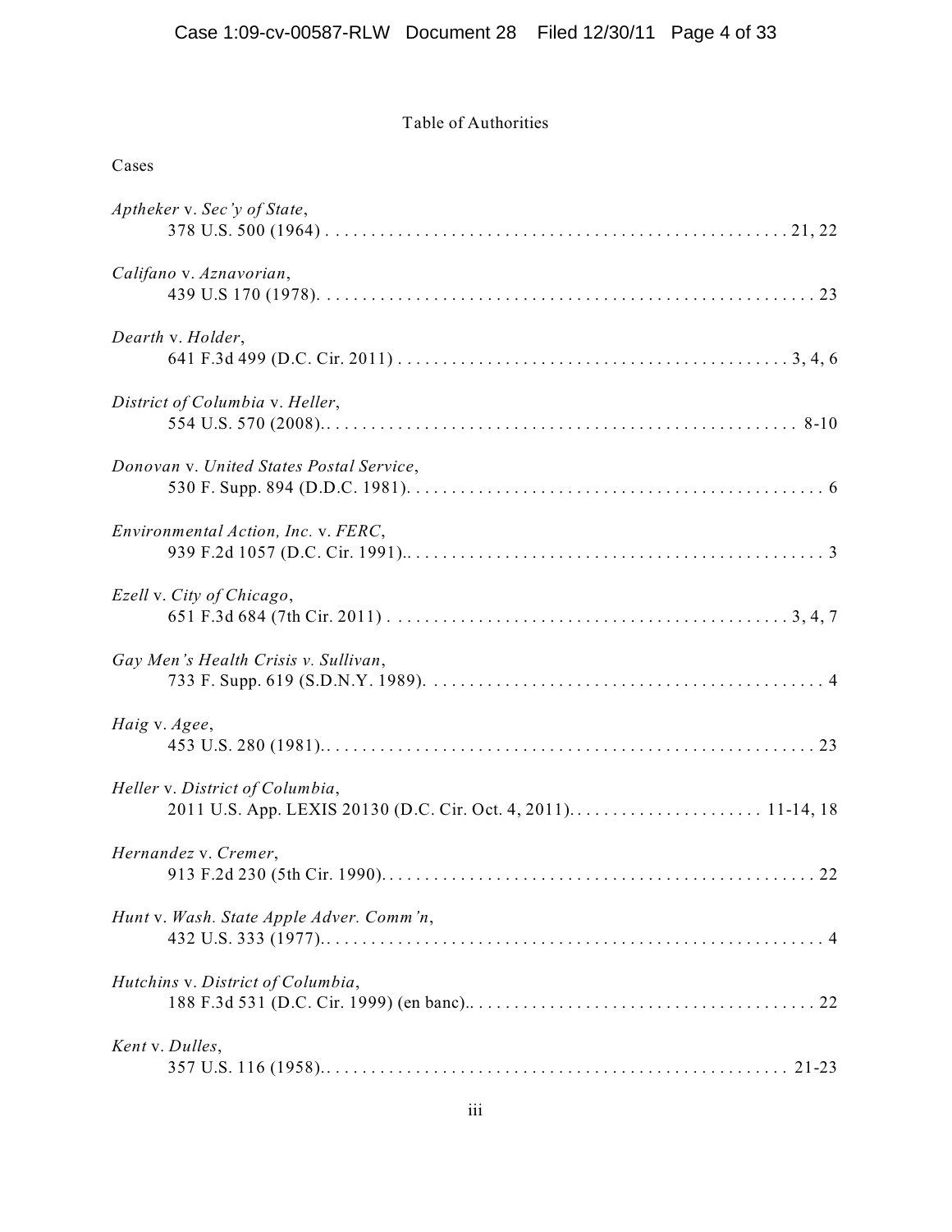Table of Authorities

Cases

*Aptheker* v. *Sec'y of State*,
378 U.S. 500 (1964) . . . . . . . . . . . . . . . . . . . . . . . . . . . . . . . . . . . . . . . . . . . . . . . . . . 21, 22

*Califano* v. *Aznavorian*,
439 U.S 170 (1978). . . . . . . . . . . . . . . . . . . . . . . . . . . . . . . . . . . . . . . . . . . . . . . . . . . . . . 23

*Dearth* v. *Holder*,
641 F.3d 499 (D.C. Cir. 2011) . . . . . . . . . . . . . . . . . . . . . . . . . . . . . . . . . . . . . . . . . . 3, 4, 6

*District of Columbia* v. *Heller*,
554 U.S. 570 (2008).. . . . . . . . . . . . . . . . . . . . . . . . . . . . . . . . . . . . . . . . . . . . . . . . . . . 8-10

*Donovan* v. *United States Postal Service*,
530 F. Supp. 894 (D.D.C. 1981). . . . . . . . . . . . . . . . . . . . . . . . . . . . . . . . . . . . . . . . . . . . . 6

*Environmental Action, Inc.* v. *FERC*,
939 F.2d 1057 (D.C. Cir. 1991).. . . . . . . . . . . . . . . . . . . . . . . . . . . . . . . . . . . . . . . . . . . . . 3

*Ezell* v. *City of Chicago*,
651 F.3d 684 (7th Cir. 2011) . . . . . . . . . . . . . . . . . . . . . . . . . . . . . . . . . . . . . . . . . . . . 3, 4, 7

*Gay Men's Health Crisis v. Sullivan*,
733 F. Supp. 619 (S.D.N.Y. 1989). . . . . . . . . . . . . . . . . . . . . . . . . . . . . . . . . . . . . . . . . . . . 4

*Haig* v. *Agee*,
453 U.S. 280 (1981).. . . . . . . . . . . . . . . . . . . . . . . . . . . . . . . . . . . . . . . . . . . . . . . . . . . . . 23

*Heller* v. *District of Columbia*,
2011 U.S. App. LEXIS 20130 (D.C. Cir. Oct. 4, 2011). . . . . . . . . . . . . . . . . . . . . . 11-14, 18

*Hernandez* v. *Cremer*,
913 F.2d 230 (5th Cir. 1990). . . . . . . . . . . . . . . . . . . . . . . . . . . . . . . . . . . . . . . . . . . . . . . . 22

*Hunt* v. *Wash. State Apple Adver. Comm'n*,
432 U.S. 333 (1977).. . . . . . . . . . . . . . . . . . . . . . . . . . . . . . . . . . . . . . . . . . . . . . . . . . . . . . 4

*Hutchins* v. *District of Columbia*,
188 F.3d 531 (D.C. Cir. 1999) (en banc).. . . . . . . . . . . . . . . . . . . . . . . . . . . . . . . . . . . . . . 22

*Kent* v. *Dulles*,
357 U.S. 116 (1958).. . . . . . . . . . . . . . . . . . . . . . . . . . . . . . . . . . . . . . . . . . . . . . . . . . . 21-23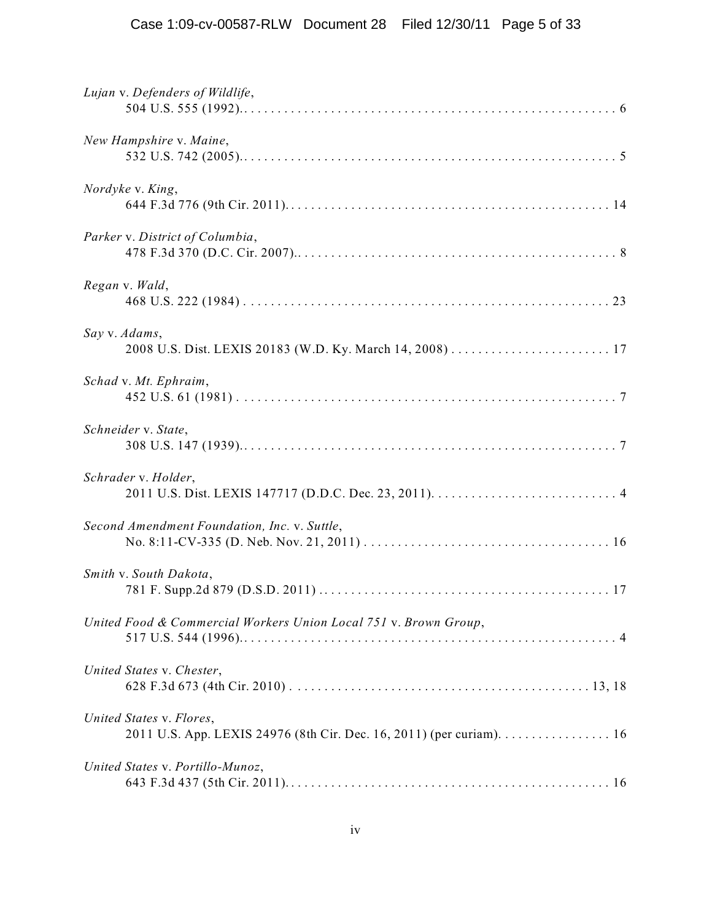*Lujan* v. *Defenders of Wildlife*,
504 U.S. 555 (1992). . . . . . . . . . . . . . . . . . . . . . . . . . . . . . . . . . . . . . . . . . . . . . . . . . . . . . . 6

*New Hampshire* v. *Maine*,
532 U.S. 742 (2005). . . . . . . . . . . . . . . . . . . . . . . . . . . . . . . . . . . . . . . . . . . . . . . . . . . . . . . 5

*Nordyke* v. *King*,
644 F.3d 776 (9th Cir. 2011). . . . . . . . . . . . . . . . . . . . . . . . . . . . . . . . . . . . . . . . . . . . . . . . 14

*Parker* v. *District of Columbia*,
478 F.3d 370 (D.C. Cir. 2007). . . . . . . . . . . . . . . . . . . . . . . . . . . . . . . . . . . . . . . . . . . . . . . . 8

*Regan* v. *Wald*,
468 U.S. 222 (1984) . . . . . . . . . . . . . . . . . . . . . . . . . . . . . . . . . . . . . . . . . . . . . . . . . . . . . . 23

*Say* v. *Adams*,
2008 U.S. Dist. LEXIS 20183 (W.D. Ky. March 14, 2008) . . . . . . . . . . . . . . . . . . . . . . . . 17

*Schad* v. *Mt. Ephraim*,
452 U.S. 61 (1981) . . . . . . . . . . . . . . . . . . . . . . . . . . . . . . . . . . . . . . . . . . . . . . . . . . . . . . . . 7

*Schneider* v. *State*,
308 U.S. 147 (1939). . . . . . . . . . . . . . . . . . . . . . . . . . . . . . . . . . . . . . . . . . . . . . . . . . . . . . . 7

*Schrader* v. *Holder*,
2011 U.S. Dist. LEXIS 147717 (D.D.C. Dec. 23, 2011). . . . . . . . . . . . . . . . . . . . . . . . . . . . 4

*Second Amendment Foundation, Inc.* v. *Suttle*,
No. 8:11-CV-335 (D. Neb. Nov. 21, 2011) . . . . . . . . . . . . . . . . . . . . . . . . . . . . . . . . . . . . 16

*Smith* v. *South Dakota*,
781 F. Supp.2d 879 (D.S.D. 2011) . . . . . . . . . . . . . . . . . . . . . . . . . . . . . . . . . . . . . . . . . . . 17

*United Food & Commercial Workers Union Local 751* v. *Brown Group*,
517 U.S. 544 (1996). . . . . . . . . . . . . . . . . . . . . . . . . . . . . . . . . . . . . . . . . . . . . . . . . . . . . . . 4

*United States* v. *Chester*,
628 F.3d 673 (4th Cir. 2010) . . . . . . . . . . . . . . . . . . . . . . . . . . . . . . . . . . . . . . . . . . . . 13, 18

*United States* v. *Flores*,
2011 U.S. App. LEXIS 24976 (8th Cir. Dec. 16, 2011) (per curiam). . . . . . . . . . . . . . . . . 16

*United States* v. *Portillo-Munoz*,
643 F.3d 437 (5th Cir. 2011). . . . . . . . . . . . . . . . . . . . . . . . . . . . . . . . . . . . . . . . . . . . . . . . 16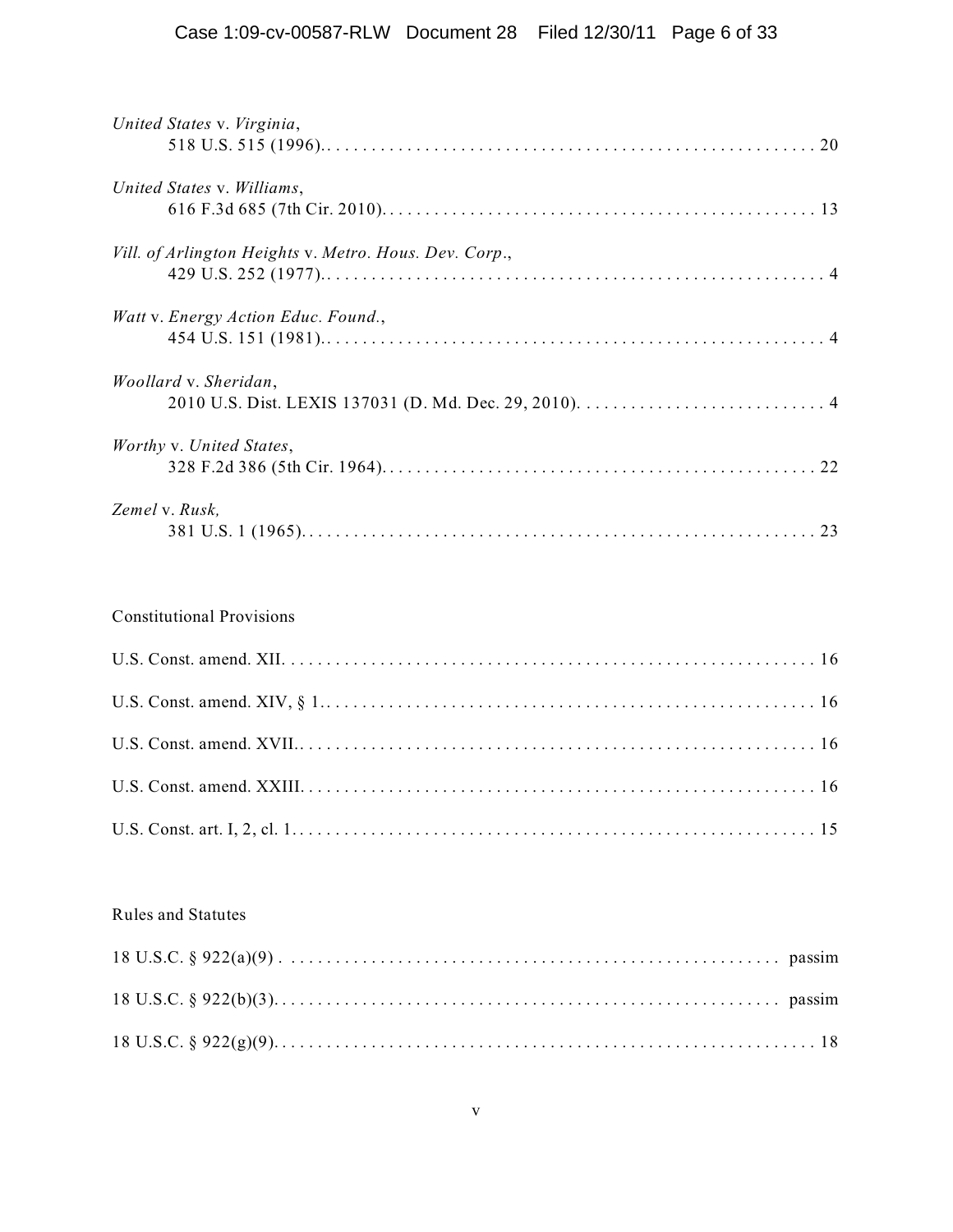*United States* v. *Virginia*,
518 U.S. 515 (1996). . . . . . . . . . . . . . . . . . . . . . . . . . . . . . . . . . . . . . . . . . . . . . . . . . . . . . 20

*United States* v. *Williams*,
616 F.3d 685 (7th Cir. 2010). . . . . . . . . . . . . . . . . . . . . . . . . . . . . . . . . . . . . . . . . . . . . . . . . 13

*Vill. of Arlington Heights* v. *Metro. Hous. Dev. Corp*.,
429 U.S. 252 (1977). . . . . . . . . . . . . . . . . . . . . . . . . . . . . . . . . . . . . . . . . . . . . . . . . . . . . . . . 4

*Watt* v. *Energy Action Educ. Found*.,
454 U.S. 151 (1981). . . . . . . . . . . . . . . . . . . . . . . . . . . . . . . . . . . . . . . . . . . . . . . . . . . . . . . . 4

*Woollard* v. *Sheridan*,
2010 U.S. Dist. LEXIS 137031 (D. Md. Dec. 29, 2010). . . . . . . . . . . . . . . . . . . . . . . . . . . . 4

*Worthy* v. *United States*,
328 F.2d 386 (5th Cir. 1964). . . . . . . . . . . . . . . . . . . . . . . . . . . . . . . . . . . . . . . . . . . . . . . . . . 22

*Zemel* v. *Rusk,*
381 U.S. 1 (1965). . . . . . . . . . . . . . . . . . . . . . . . . . . . . . . . . . . . . . . . . . . . . . . . . . . . . . . . . . 23

Constitutional Provisions

U.S. Const. amend. XII. . . . . . . . . . . . . . . . . . . . . . . . . . . . . . . . . . . . . . . . . . . . . . . . . . . . . . . . . . . 16

U.S. Const. amend. XIV, § 1. . . . . . . . . . . . . . . . . . . . . . . . . . . . . . . . . . . . . . . . . . . . . . . . . . . . . . 16

U.S. Const. amend. XVII. . . . . . . . . . . . . . . . . . . . . . . . . . . . . . . . . . . . . . . . . . . . . . . . . . . . . . . . . 16

U.S. Const. amend. XXIII. . . . . . . . . . . . . . . . . . . . . . . . . . . . . . . . . . . . . . . . . . . . . . . . . . . . . . . . 16

U.S. Const. art. I, 2, cl. 1. . . . . . . . . . . . . . . . . . . . . . . . . . . . . . . . . . . . . . . . . . . . . . . . . . . . . . . . . 15

Rules and Statutes

18 U.S.C. § 922(a)(9) . . . . . . . . . . . . . . . . . . . . . . . . . . . . . . . . . . . . . . . . . . . . . . . . . . . . . . passim

18 U.S.C. § 922(b)(3). . . . . . . . . . . . . . . . . . . . . . . . . . . . . . . . . . . . . . . . . . . . . . . . . . . . . . . passim

18 U.S.C. § 922(g)(9). . . . . . . . . . . . . . . . . . . . . . . . . . . . . . . . . . . . . . . . . . . . . . . . . . . . . . . . . . . 18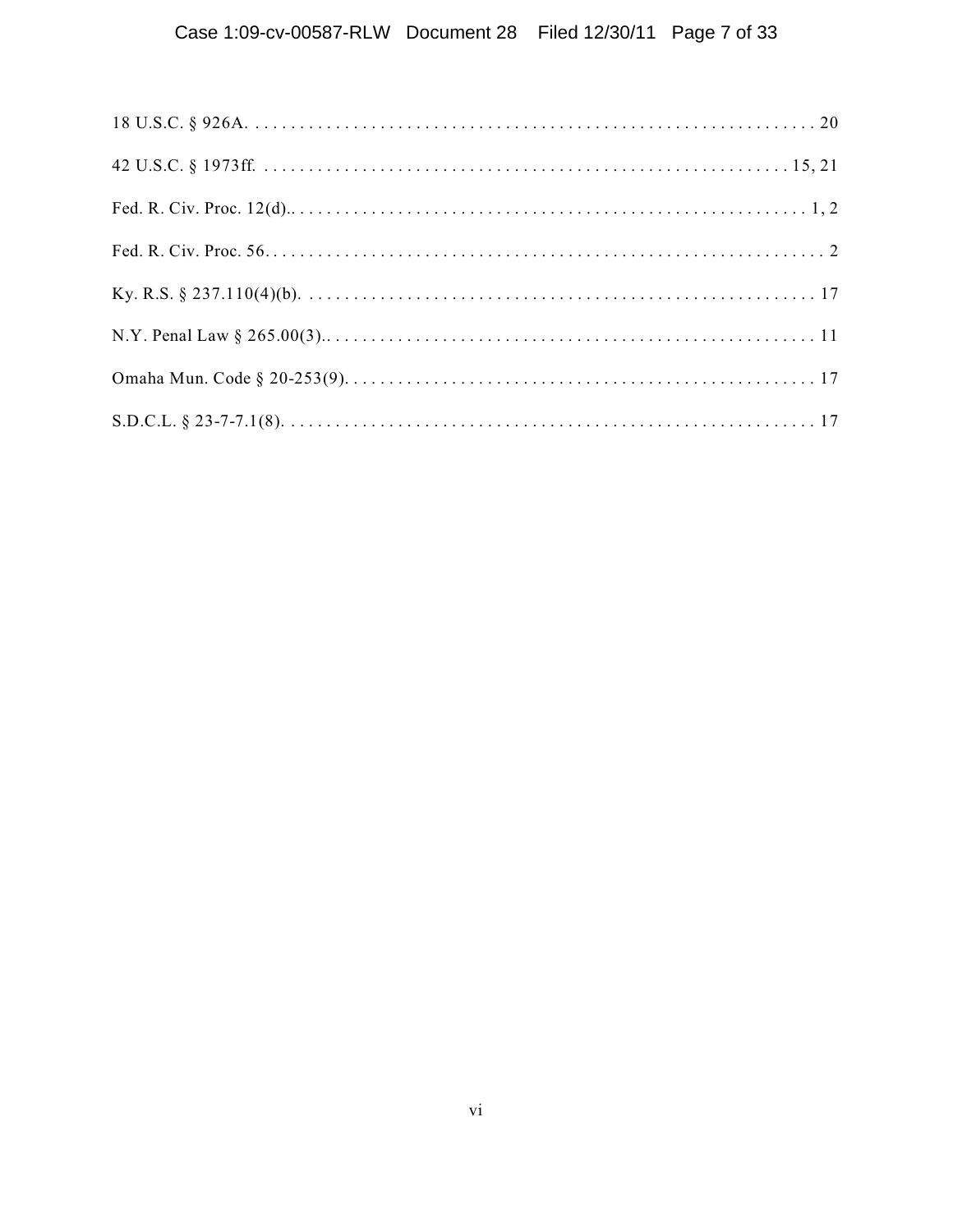18 U.S.C. § 926A. . . . . . . . . . . . . . . . . . . . . . . . . . . . . . . . . . . . . . . . . . . . . . . . . . . . . . . . . . . . . . . . 20

42 U.S.C. § 1973ff. . . . . . . . . . . . . . . . . . . . . . . . . . . . . . . . . . . . . . . . . . . . . . . . . . . . . . . . . . . . 15, 21

Fed. R. Civ. Proc. 12(d).. . . . . . . . . . . . . . . . . . . . . . . . . . . . . . . . . . . . . . . . . . . . . . . . . . . . . . . . . . . 1, 2

Fed. R. Civ. Proc. 56. . . . . . . . . . . . . . . . . . . . . . . . . . . . . . . . . . . . . . . . . . . . . . . . . . . . . . . . . . . . . . . . . 2

Ky. R.S. § 237.110(4)(b). . . . . . . . . . . . . . . . . . . . . . . . . . . . . . . . . . . . . . . . . . . . . . . . . . . . . . . . . . . 17

N.Y. Penal Law § 265.00(3).. . . . . . . . . . . . . . . . . . . . . . . . . . . . . . . . . . . . . . . . . . . . . . . . . . . . . . . . 11

Omaha Mun. Code § 20-253(9). . . . . . . . . . . . . . . . . . . . . . . . . . . . . . . . . . . . . . . . . . . . . . . . . . . . . . 17

S.D.C.L. § 23-7-7.1(8). . . . . . . . . . . . . . . . . . . . . . . . . . . . . . . . . . . . . . . . . . . . . . . . . . . . . . . . . . . . . 17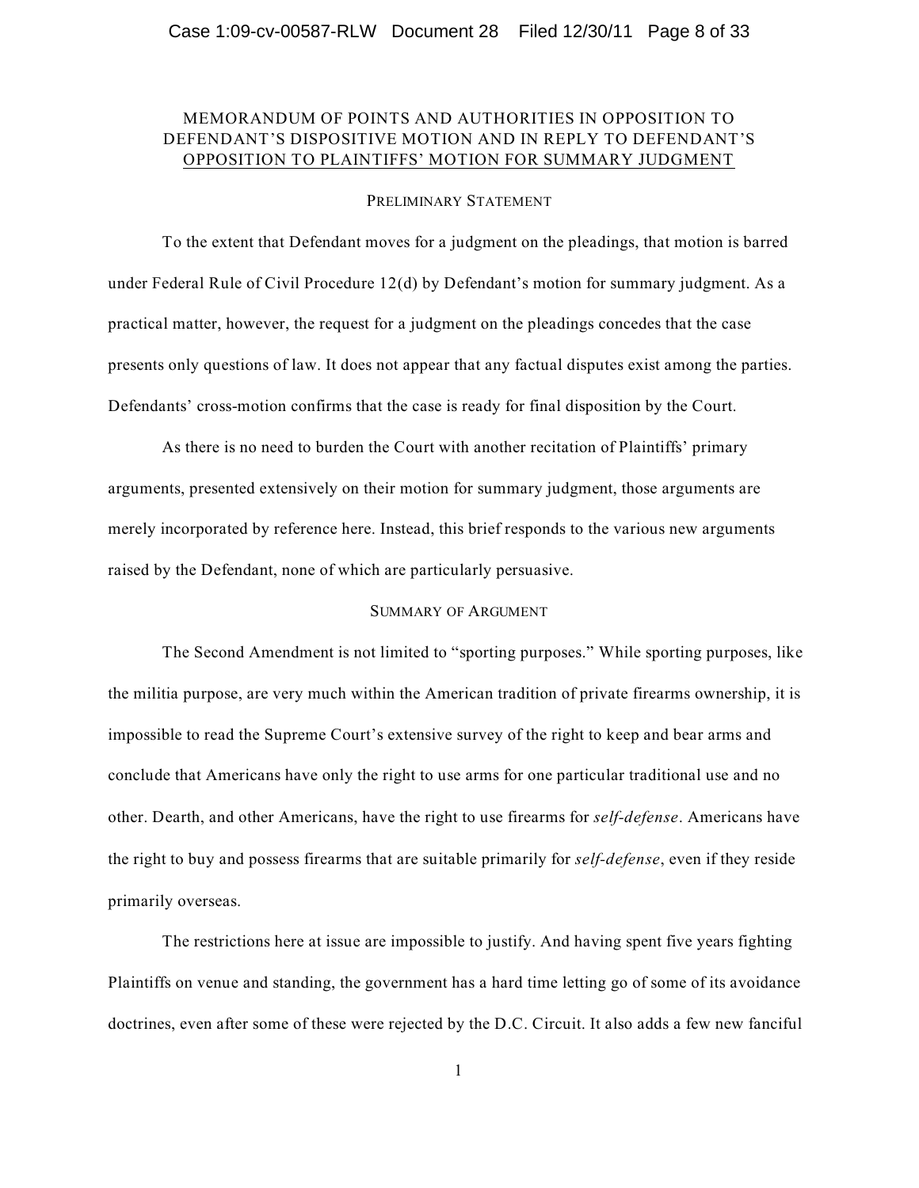## MEMORANDUM OF POINTS AND AUTHORITIES IN OPPOSITION TO DEFENDANT'S DISPOSITIVE MOTION AND IN REPLY TO DEFENDANT'S OPPOSITION TO PLAINTIFFS' MOTION FOR SUMMARY JUDGMENT

### PRELIMINARY STATEMENT

To the extent that Defendant moves for a judgment on the pleadings, that motion is barred under Federal Rule of Civil Procedure 12(d) by Defendant's motion for summary judgment. As a practical matter, however, the request for a judgment on the pleadings concedes that the case presents only questions of law. It does not appear that any factual disputes exist among the parties. Defendants' cross-motion confirms that the case is ready for final disposition by the Court.

As there is no need to burden the Court with another recitation of Plaintiffs' primary arguments, presented extensively on their motion for summary judgment, those arguments are merely incorporated by reference here. Instead, this brief responds to the various new arguments raised by the Defendant, none of which are particularly persuasive.

### SUMMARY OF ARGUMENT

The Second Amendment is not limited to "sporting purposes." While sporting purposes, like the militia purpose, are very much within the American tradition of private firearms ownership, it is impossible to read the Supreme Court's extensive survey of the right to keep and bear arms and conclude that Americans have only the right to use arms for one particular traditional use and no other. Dearth, and other Americans, have the right to use firearms for *self-defense*. Americans have the right to buy and possess firearms that are suitable primarily for *self-defense*, even if they reside primarily overseas.

The restrictions here at issue are impossible to justify. And having spent five years fighting Plaintiffs on venue and standing, the government has a hard time letting go of some of its avoidance doctrines, even after some of these were rejected by the D.C. Circuit. It also adds a few new fanciful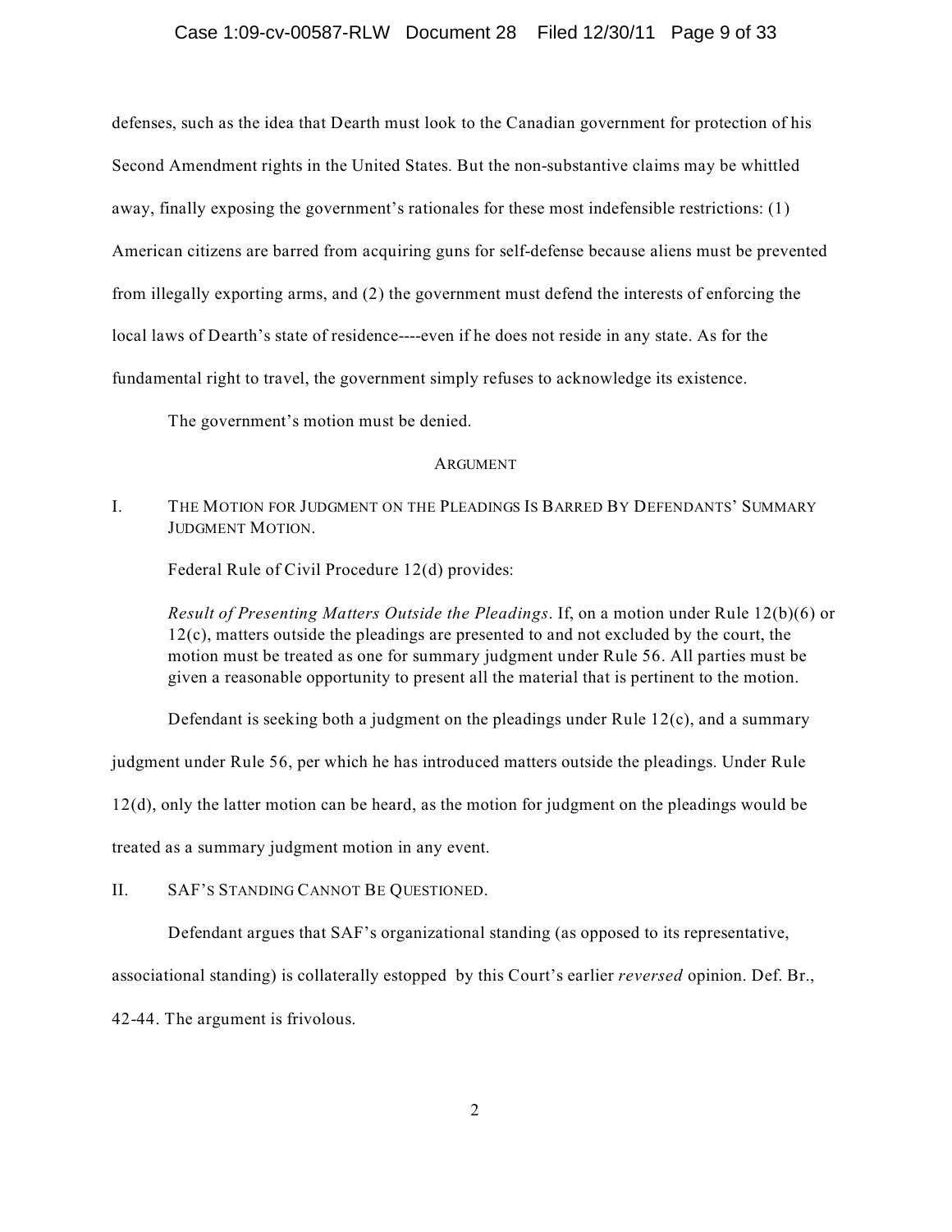defenses, such as the idea that Dearth must look to the Canadian government for protection of his Second Amendment rights in the United States. But the non-substantive claims may be whittled away, finally exposing the government's rationales for these most indefensible restrictions: (1) American citizens are barred from acquiring guns for self-defense because aliens must be prevented from illegally exporting arms, and (2) the government must defend the interests of enforcing the local laws of Dearth's state of residence----even if he does not reside in any state. As for the fundamental right to travel, the government simply refuses to acknowledge its existence.

The government's motion must be denied.

## ARGUMENT

### I. THE MOTION FOR JUDGMENT ON THE PLEADINGS IS BARRED BY DEFENDANTS' SUMMARY JUDGMENT MOTION.

Federal Rule of Civil Procedure 12(d) provides:

> *Result of Presenting Matters Outside the Pleadings*. If, on a motion under Rule 12(b)(6) or 12(c), matters outside the pleadings are presented to and not excluded by the court, the motion must be treated as one for summary judgment under Rule 56. All parties must be given a reasonable opportunity to present all the material that is pertinent to the motion.

Defendant is seeking both a judgment on the pleadings under Rule 12(c), and a summary judgment under Rule 56, per which he has introduced matters outside the pleadings. Under Rule 12(d), only the latter motion can be heard, as the motion for judgment on the pleadings would be treated as a summary judgment motion in any event.

### II. SAF'S STANDING CANNOT BE QUESTIONED.

Defendant argues that SAF's organizational standing (as opposed to its representative, associational standing) is collaterally estopped by this Court's earlier *reversed* opinion. Def. Br., 42-44. The argument is frivolous.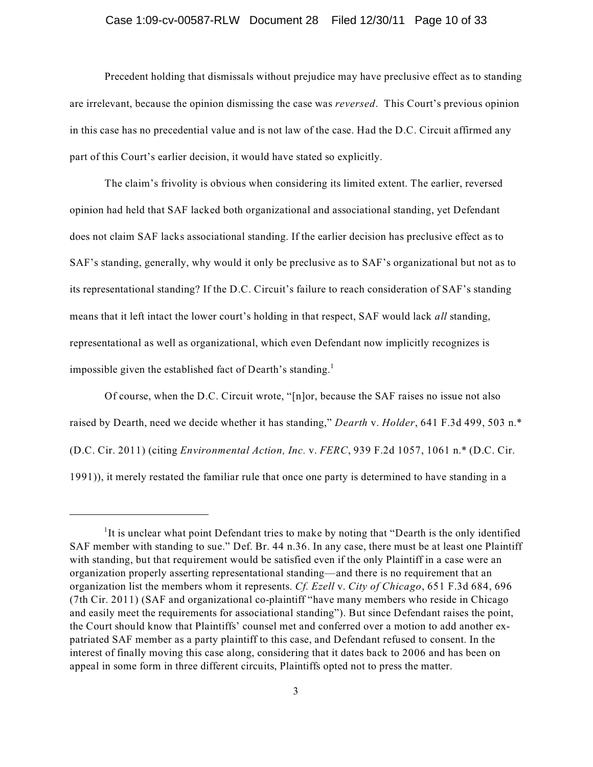Precedent holding that dismissals without prejudice may have preclusive effect as to standing are irrelevant, because the opinion dismissing the case was *reversed*. This Court's previous opinion in this case has no precedential value and is not law of the case. Had the D.C. Circuit affirmed any part of this Court's earlier decision, it would have stated so explicitly.

The claim's frivolity is obvious when considering its limited extent. The earlier, reversed opinion had held that SAF lacked both organizational and associational standing, yet Defendant does not claim SAF lacks associational standing. If the earlier decision has preclusive effect as to SAF's standing, generally, why would it only be preclusive as to SAF's organizational but not as to its representational standing? If the D.C. Circuit's failure to reach consideration of SAF's standing means that it left intact the lower court's holding in that respect, SAF would lack *all* standing, representational as well as organizational, which even Defendant now implicitly recognizes is impossible given the established fact of Dearth's standing.[1]

Of course, when the D.C. Circuit wrote, "[n]or, because the SAF raises no issue not also raised by Dearth, need we decide whether it has standing," *Dearth* v. *Holder*, 641 F.3d 499, 503 n.* (D.C. Cir. 2011) (citing *Environmental Action, Inc.* v. *FERC*, 939 F.2d 1057, 1061 n.* (D.C. Cir. 1991)), it merely restated the familiar rule that once one party is determined to have standing in a

---

[1] It is unclear what point Defendant tries to make by noting that "Dearth is the only identified SAF member with standing to sue." Def. Br. 44 n.36. In any case, there must be at least one Plaintiff with standing, but that requirement would be satisfied even if the only Plaintiff in a case were an organization properly asserting representational standing—and there is no requirement that an organization list the members whom it represents. *Cf. Ezell* v. *City of Chicago*, 651 F.3d 684, 696 (7th Cir. 2011) (SAF and organizational co-plaintiff "have many members who reside in Chicago and easily meet the requirements for associational standing"). But since Defendant raises the point, the Court should know that Plaintiffs' counsel met and conferred over a motion to add another ex-patriated SAF member as a party plaintiff to this case, and Defendant refused to consent. In the interest of finally moving this case along, considering that it dates back to 2006 and has been on appeal in some form in three different circuits, Plaintiffs opted not to press the matter.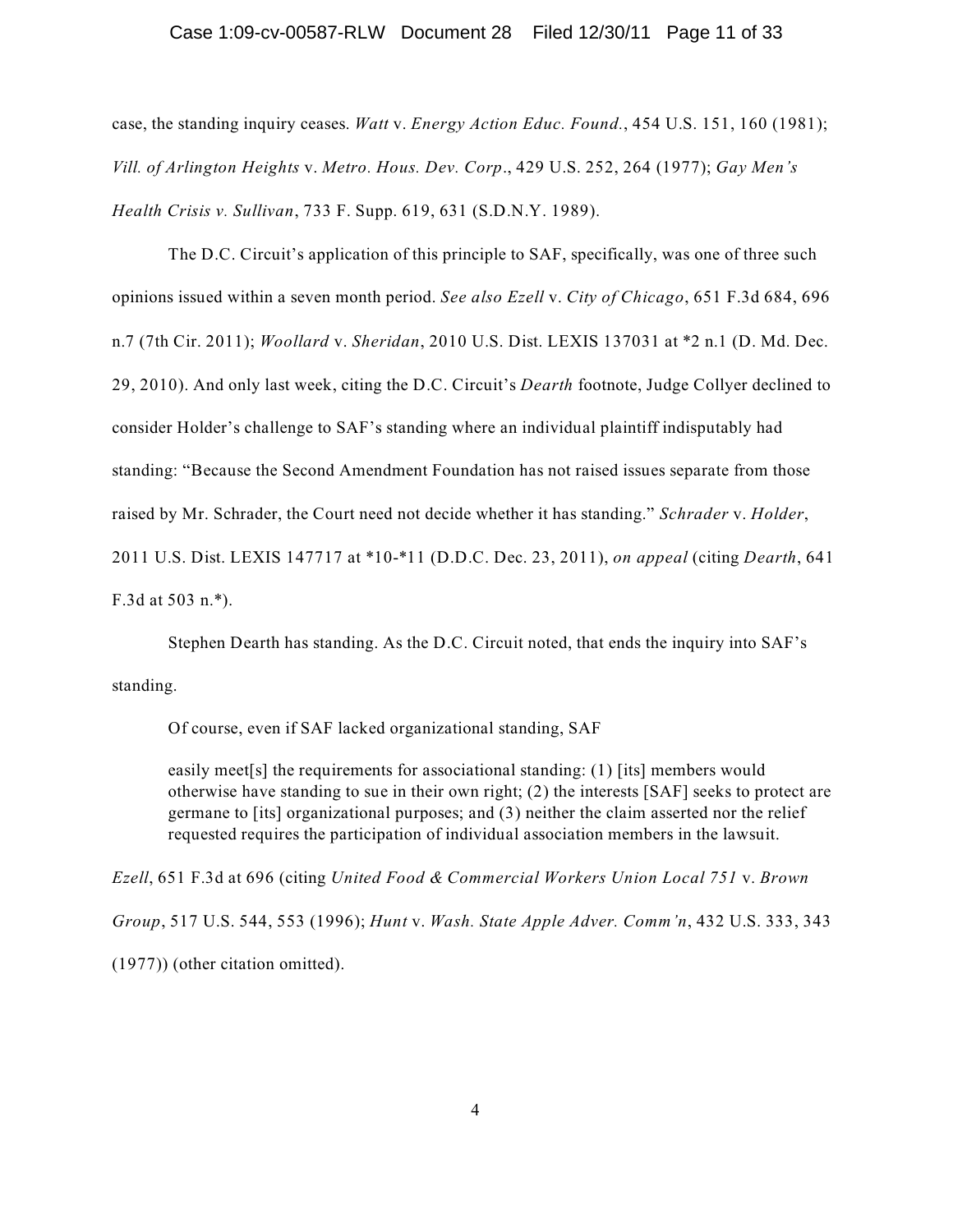case, the standing inquiry ceases. *Watt* v. *Energy Action Educ. Found.*, 454 U.S. 151, 160 (1981); *Vill. of Arlington Heights* v. *Metro. Hous. Dev. Corp*., 429 U.S. 252, 264 (1977); *Gay Men's Health Crisis v. Sullivan*, 733 F. Supp. 619, 631 (S.D.N.Y. 1989).

The D.C. Circuit's application of this principle to SAF, specifically, was one of three such opinions issued within a seven month period. *See also Ezell* v. *City of Chicago*, 651 F.3d 684, 696 n.7 (7th Cir. 2011); *Woollard* v. *Sheridan*, 2010 U.S. Dist. LEXIS 137031 at *2 n.1 (D. Md. Dec. 29, 2010). And only last week, citing the D.C. Circuit's *Dearth* footnote, Judge Collyer declined to consider Holder's challenge to SAF's standing where an individual plaintiff indisputably had standing: "Because the Second Amendment Foundation has not raised issues separate from those raised by Mr. Schrader, the Court need not decide whether it has standing." *Schrader* v. *Holder*, 2011 U.S. Dist. LEXIS 147717 at *10-*11 (D.D.C. Dec. 23, 2011), *on appeal* (citing *Dearth*, 641 F.3d at 503 n.*).

Stephen Dearth has standing. As the D.C. Circuit noted, that ends the inquiry into SAF's standing.

Of course, even if SAF lacked organizational standing, SAF

> easily meet[s] the requirements for associational standing: (1) [its] members would otherwise have standing to sue in their own right; (2) the interests [SAF] seeks to protect are germane to [its] organizational purposes; and (3) neither the claim asserted nor the relief requested requires the participation of individual association members in the lawsuit.

*Ezell*, 651 F.3d at 696 (citing *United Food & Commercial Workers Union Local 751* v. *Brown Group*, 517 U.S. 544, 553 (1996); *Hunt* v. *Wash. State Apple Adver. Comm'n*, 432 U.S. 333, 343 (1977)) (other citation omitted).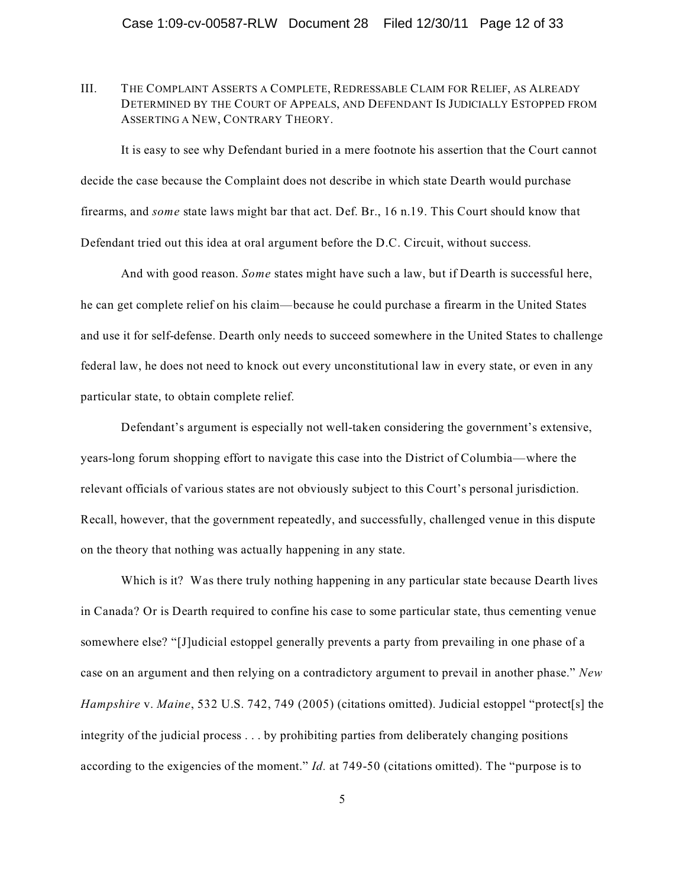## III. The Complaint Asserts a Complete, Redressable Claim for Relief, as Already Determined by the Court of Appeals, and Defendant Is Judicially Estopped from Asserting a New, Contrary Theory.

It is easy to see why Defendant buried in a mere footnote his assertion that the Court cannot decide the case because the Complaint does not describe in which state Dearth would purchase firearms, and *some* state laws might bar that act. Def. Br., 16 n.19. This Court should know that Defendant tried out this idea at oral argument before the D.C. Circuit, without success.

And with good reason. *Some* states might have such a law, but if Dearth is successful here, he can get complete relief on his claim—because he could purchase a firearm in the United States and use it for self-defense. Dearth only needs to succeed somewhere in the United States to challenge federal law, he does not need to knock out every unconstitutional law in every state, or even in any particular state, to obtain complete relief.

Defendant's argument is especially not well-taken considering the government's extensive, years-long forum shopping effort to navigate this case into the District of Columbia—where the relevant officials of various states are not obviously subject to this Court's personal jurisdiction. Recall, however, that the government repeatedly, and successfully, challenged venue in this dispute on the theory that nothing was actually happening in any state.

Which is it? Was there truly nothing happening in any particular state because Dearth lives in Canada? Or is Dearth required to confine his case to some particular state, thus cementing venue somewhere else? "[J]udicial estoppel generally prevents a party from prevailing in one phase of a case on an argument and then relying on a contradictory argument to prevail in another phase." *New Hampshire* v. *Maine*, 532 U.S. 742, 749 (2005) (citations omitted). Judicial estoppel "protect[s] the integrity of the judicial process . . . by prohibiting parties from deliberately changing positions according to the exigencies of the moment." *Id.* at 749-50 (citations omitted). The "purpose is to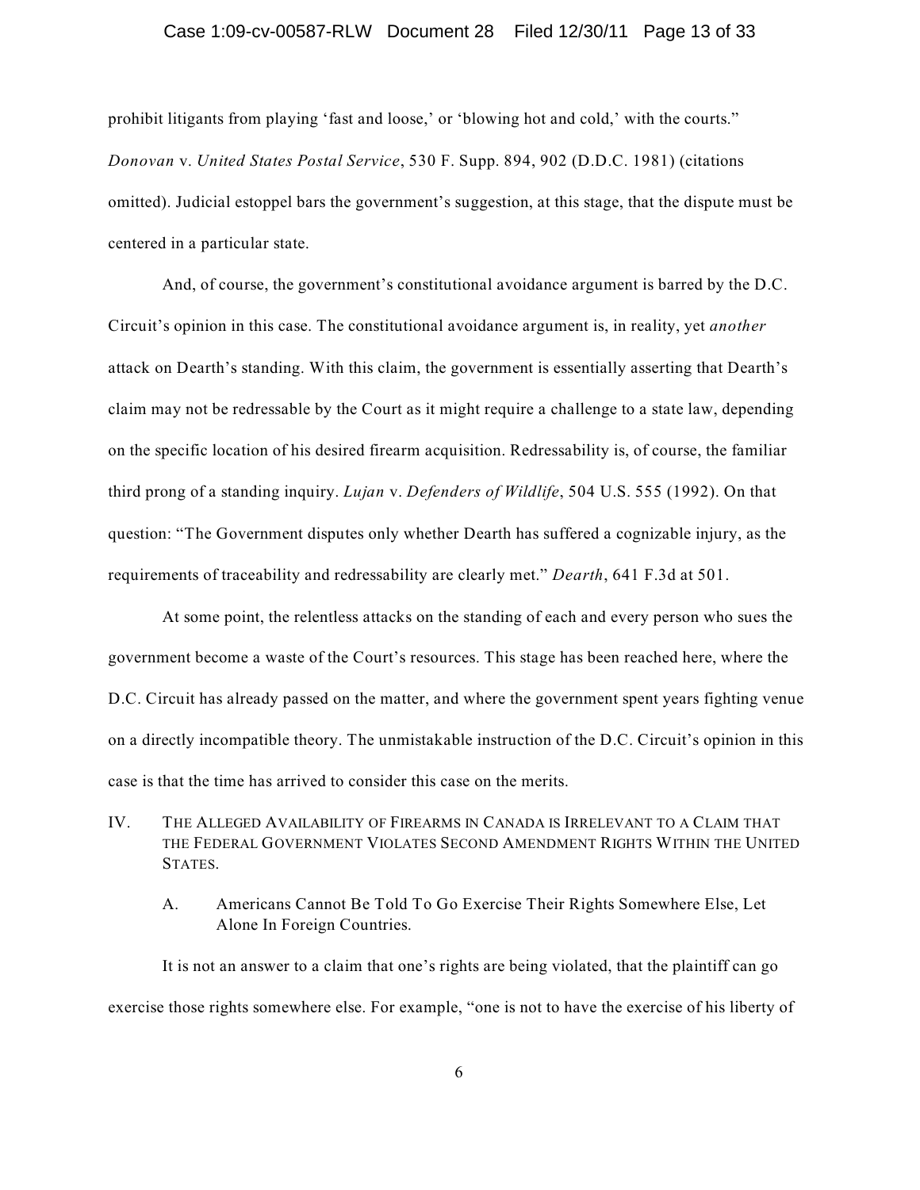prohibit litigants from playing 'fast and loose,' or 'blowing hot and cold,' with the courts." *Donovan* v. *United States Postal Service*, 530 F. Supp. 894, 902 (D.D.C. 1981) (citations omitted). Judicial estoppel bars the government's suggestion, at this stage, that the dispute must be centered in a particular state.

And, of course, the government's constitutional avoidance argument is barred by the D.C. Circuit's opinion in this case. The constitutional avoidance argument is, in reality, yet *another* attack on Dearth's standing. With this claim, the government is essentially asserting that Dearth's claim may not be redressable by the Court as it might require a challenge to a state law, depending on the specific location of his desired firearm acquisition. Redressability is, of course, the familiar third prong of a standing inquiry. *Lujan* v. *Defenders of Wildlife*, 504 U.S. 555 (1992). On that question: "The Government disputes only whether Dearth has suffered a cognizable injury, as the requirements of traceability and redressability are clearly met." *Dearth*, 641 F.3d at 501.

At some point, the relentless attacks on the standing of each and every person who sues the government become a waste of the Court's resources. This stage has been reached here, where the D.C. Circuit has already passed on the matter, and where the government spent years fighting venue on a directly incompatible theory. The unmistakable instruction of the D.C. Circuit's opinion in this case is that the time has arrived to consider this case on the merits.

## IV. THE ALLEGED AVAILABILITY OF FIREARMS IN CANADA IS IRRELEVANT TO A CLAIM THAT THE FEDERAL GOVERNMENT VIOLATES SECOND AMENDMENT RIGHTS WITHIN THE UNITED STATES.

### A. Americans Cannot Be Told To Go Exercise Their Rights Somewhere Else, Let Alone In Foreign Countries.

It is not an answer to a claim that one's rights are being violated, that the plaintiff can go exercise those rights somewhere else. For example, "one is not to have the exercise of his liberty of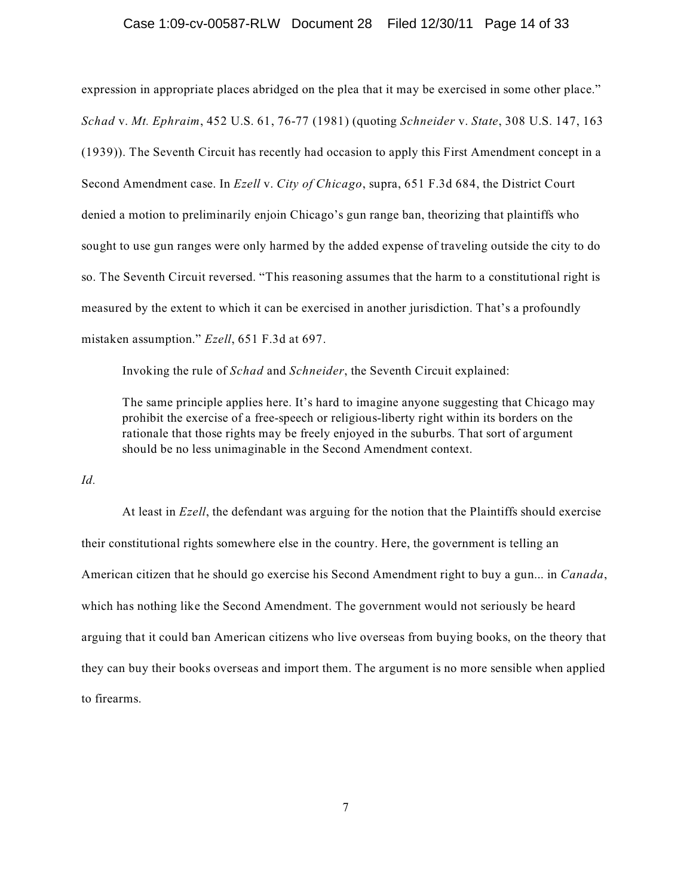expression in appropriate places abridged on the plea that it may be exercised in some other place." *Schad* v. *Mt. Ephraim*, 452 U.S. 61, 76-77 (1981) (quoting *Schneider* v. *State*, 308 U.S. 147, 163 (1939)). The Seventh Circuit has recently had occasion to apply this First Amendment concept in a Second Amendment case. In *Ezell* v. *City of Chicago*, supra, 651 F.3d 684, the District Court denied a motion to preliminarily enjoin Chicago's gun range ban, theorizing that plaintiffs who sought to use gun ranges were only harmed by the added expense of traveling outside the city to do so. The Seventh Circuit reversed. "This reasoning assumes that the harm to a constitutional right is measured by the extent to which it can be exercised in another jurisdiction. That's a profoundly mistaken assumption." *Ezell*, 651 F.3d at 697.

Invoking the rule of *Schad* and *Schneider*, the Seventh Circuit explained:

> The same principle applies here. It's hard to imagine anyone suggesting that Chicago may prohibit the exercise of a free-speech or religious-liberty right within its borders on the rationale that those rights may be freely enjoyed in the suburbs. That sort of argument should be no less unimaginable in the Second Amendment context.

*Id.*

At least in *Ezell*, the defendant was arguing for the notion that the Plaintiffs should exercise their constitutional rights somewhere else in the country. Here, the government is telling an American citizen that he should go exercise his Second Amendment right to buy a gun... in *Canada*, which has nothing like the Second Amendment. The government would not seriously be heard arguing that it could ban American citizens who live overseas from buying books, on the theory that they can buy their books overseas and import them. The argument is no more sensible when applied to firearms.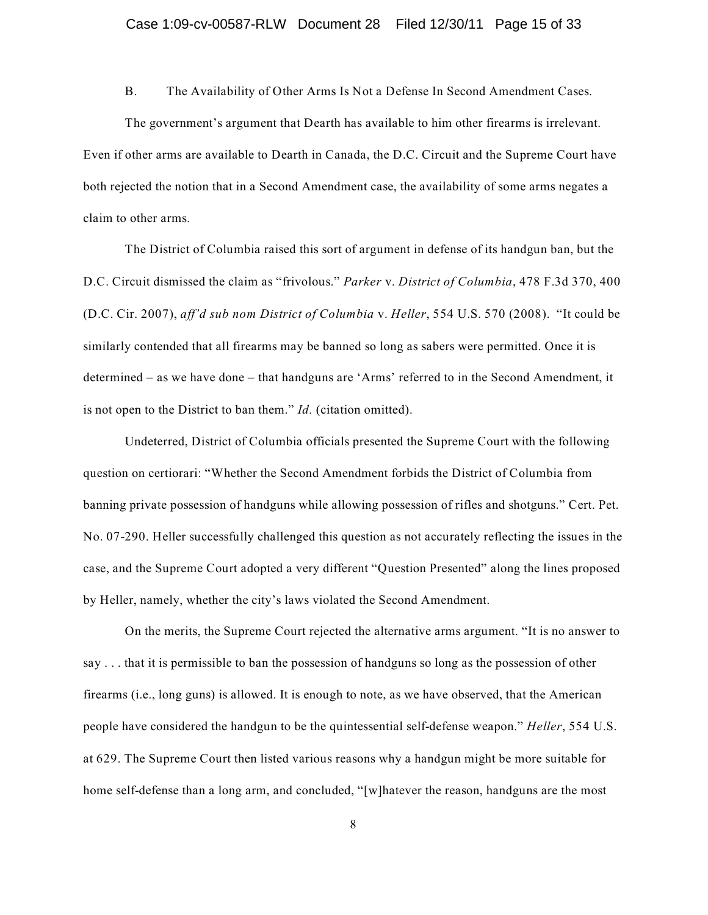B. The Availability of Other Arms Is Not a Defense In Second Amendment Cases.

The government's argument that Dearth has available to him other firearms is irrelevant. Even if other arms are available to Dearth in Canada, the D.C. Circuit and the Supreme Court have both rejected the notion that in a Second Amendment case, the availability of some arms negates a claim to other arms.

The District of Columbia raised this sort of argument in defense of its handgun ban, but the D.C. Circuit dismissed the claim as "frivolous." *Parker* v. *District of Columbia*, 478 F.3d 370, 400 (D.C. Cir. 2007), *aff'd sub nom District of Columbia* v. *Heller*, 554 U.S. 570 (2008). "It could be similarly contended that all firearms may be banned so long as sabers were permitted. Once it is determined – as we have done – that handguns are 'Arms' referred to in the Second Amendment, it is not open to the District to ban them." *Id.* (citation omitted).

Undeterred, District of Columbia officials presented the Supreme Court with the following question on certiorari: "Whether the Second Amendment forbids the District of Columbia from banning private possession of handguns while allowing possession of rifles and shotguns." Cert. Pet. No. 07-290. Heller successfully challenged this question as not accurately reflecting the issues in the case, and the Supreme Court adopted a very different "Question Presented" along the lines proposed by Heller, namely, whether the city's laws violated the Second Amendment.

On the merits, the Supreme Court rejected the alternative arms argument. "It is no answer to say . . . that it is permissible to ban the possession of handguns so long as the possession of other firearms (i.e., long guns) is allowed. It is enough to note, as we have observed, that the American people have considered the handgun to be the quintessential self-defense weapon." *Heller*, 554 U.S. at 629. The Supreme Court then listed various reasons why a handgun might be more suitable for home self-defense than a long arm, and concluded, "[w]hatever the reason, handguns are the most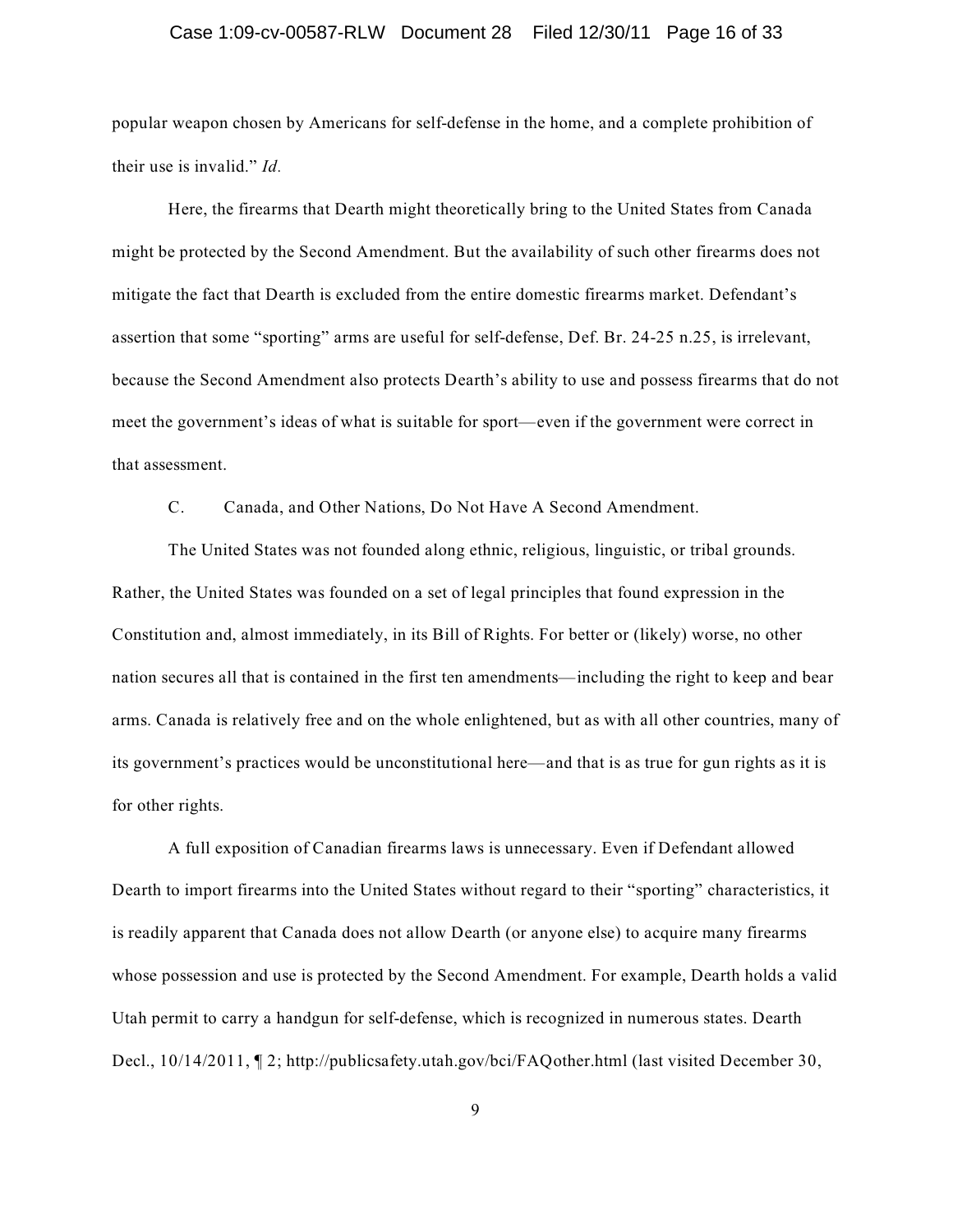popular weapon chosen by Americans for self-defense in the home, and a complete prohibition of their use is invalid." *Id.*

Here, the firearms that Dearth might theoretically bring to the United States from Canada might be protected by the Second Amendment. But the availability of such other firearms does not mitigate the fact that Dearth is excluded from the entire domestic firearms market. Defendant's assertion that some "sporting" arms are useful for self-defense, Def. Br. 24-25 n.25, is irrelevant, because the Second Amendment also protects Dearth's ability to use and possess firearms that do not meet the government's ideas of what is suitable for sport—even if the government were correct in that assessment.

C. Canada, and Other Nations, Do Not Have A Second Amendment.

The United States was not founded along ethnic, religious, linguistic, or tribal grounds. Rather, the United States was founded on a set of legal principles that found expression in the Constitution and, almost immediately, in its Bill of Rights. For better or (likely) worse, no other nation secures all that is contained in the first ten amendments—including the right to keep and bear arms. Canada is relatively free and on the whole enlightened, but as with all other countries, many of its government's practices would be unconstitutional here—and that is as true for gun rights as it is for other rights.

A full exposition of Canadian firearms laws is unnecessary. Even if Defendant allowed Dearth to import firearms into the United States without regard to their "sporting" characteristics, it is readily apparent that Canada does not allow Dearth (or anyone else) to acquire many firearms whose possession and use is protected by the Second Amendment. For example, Dearth holds a valid Utah permit to carry a handgun for self-defense, which is recognized in numerous states. Dearth Decl., 10/14/2011, ¶ 2; http://publicsafety.utah.gov/bci/FAQother.html (last visited December 30,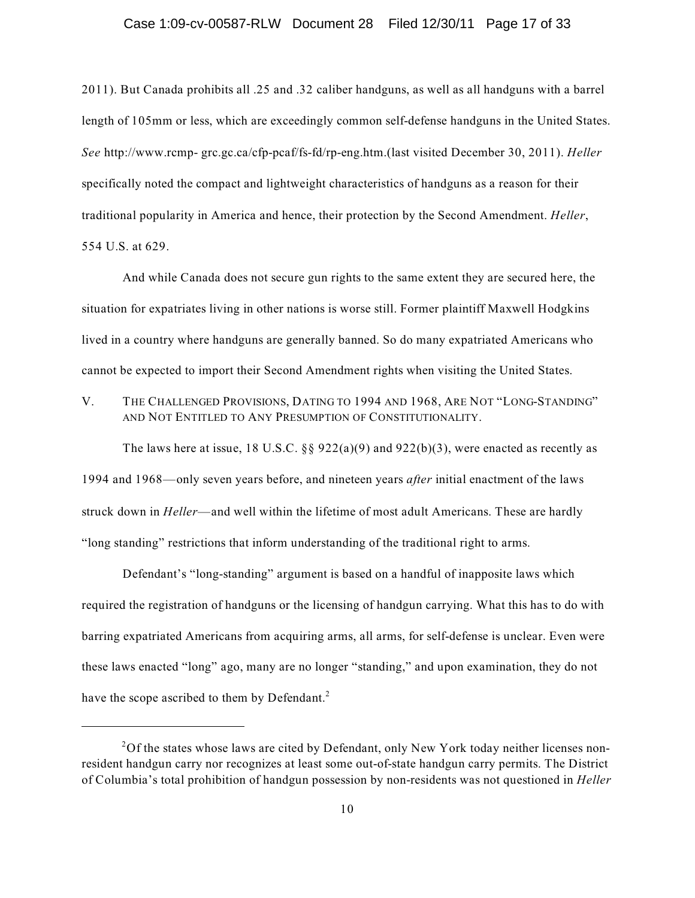2011). But Canada prohibits all .25 and .32 caliber handguns, as well as all handguns with a barrel length of 105mm or less, which are exceedingly common self-defense handguns in the United States. *See* http://www.rcmp- grc.gc.ca/cfp-pcaf/fs-fd/rp-eng.htm.(last visited December 30, 2011). *Heller* specifically noted the compact and lightweight characteristics of handguns as a reason for their traditional popularity in America and hence, their protection by the Second Amendment. *Heller*, 554 U.S. at 629.

And while Canada does not secure gun rights to the same extent they are secured here, the situation for expatriates living in other nations is worse still. Former plaintiff Maxwell Hodgkins lived in a country where handguns are generally banned. So do many expatriated Americans who cannot be expected to import their Second Amendment rights when visiting the United States.

## V. THE CHALLENGED PROVISIONS, DATING TO 1994 AND 1968, ARE NOT "LONG-STANDING" AND NOT ENTITLED TO ANY PRESUMPTION OF CONSTITUTIONALITY.

The laws here at issue, 18 U.S.C. §§ 922(a)(9) and 922(b)(3), were enacted as recently as 1994 and 1968—only seven years before, and nineteen years *after* initial enactment of the laws struck down in *Heller*—and well within the lifetime of most adult Americans. These are hardly "long standing" restrictions that inform understanding of the traditional right to arms.

Defendant's "long-standing" argument is based on a handful of inapposite laws which required the registration of handguns or the licensing of handgun carrying. What this has to do with barring expatriated Americans from acquiring arms, all arms, for self-defense is unclear. Even were these laws enacted "long" ago, many are no longer "standing," and upon examination, they do not have the scope ascribed to them by Defendant.[2]

---

[2] Of the states whose laws are cited by Defendant, only New York today neither licenses non-resident handgun carry nor recognizes at least some out-of-state handgun carry permits. The District of Columbia's total prohibition of handgun possession by non-residents was not questioned in *Heller*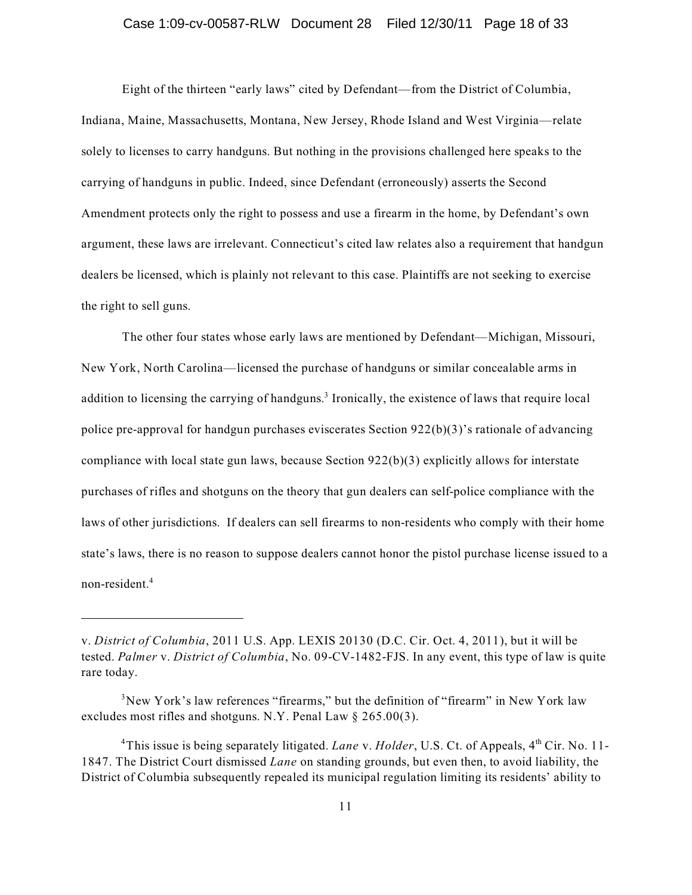Eight of the thirteen "early laws" cited by Defendant—from the District of Columbia, Indiana, Maine, Massachusetts, Montana, New Jersey, Rhode Island and West Virginia—relate solely to licenses to carry handguns. But nothing in the provisions challenged here speaks to the carrying of handguns in public. Indeed, since Defendant (erroneously) asserts the Second Amendment protects only the right to possess and use a firearm in the home, by Defendant's own argument, these laws are irrelevant. Connecticut's cited law relates also a requirement that handgun dealers be licensed, which is plainly not relevant to this case. Plaintiffs are not seeking to exercise the right to sell guns.

The other four states whose early laws are mentioned by Defendant—Michigan, Missouri, New York, North Carolina—licensed the purchase of handguns or similar concealable arms in addition to licensing the carrying of handguns.[3] Ironically, the existence of laws that require local police pre-approval for handgun purchases eviscerates Section 922(b)(3)'s rationale of advancing compliance with local state gun laws, because Section 922(b)(3) explicitly allows for interstate purchases of rifles and shotguns on the theory that gun dealers can self-police compliance with the laws of other jurisdictions. If dealers can sell firearms to non-residents who comply with their home state's laws, there is no reason to suppose dealers cannot honor the pistol purchase license issued to a non-resident.[4]

---

v. *District of Columbia*, 2011 U.S. App. LEXIS 20130 (D.C. Cir. Oct. 4, 2011), but it will be tested. *Palmer* v. *District of Columbia*, No. 09-CV-1482-FJS. In any event, this type of law is quite rare today.

[3]New York's law references "firearms," but the definition of "firearm" in New York law excludes most rifles and shotguns. N.Y. Penal Law § 265.00(3).

[4]This issue is being separately litigated. *Lane* v. *Holder*, U.S. Ct. of Appeals, 4th Cir. No. 11-1847. The District Court dismissed *Lane* on standing grounds, but even then, to avoid liability, the District of Columbia subsequently repealed its municipal regulation limiting its residents' ability to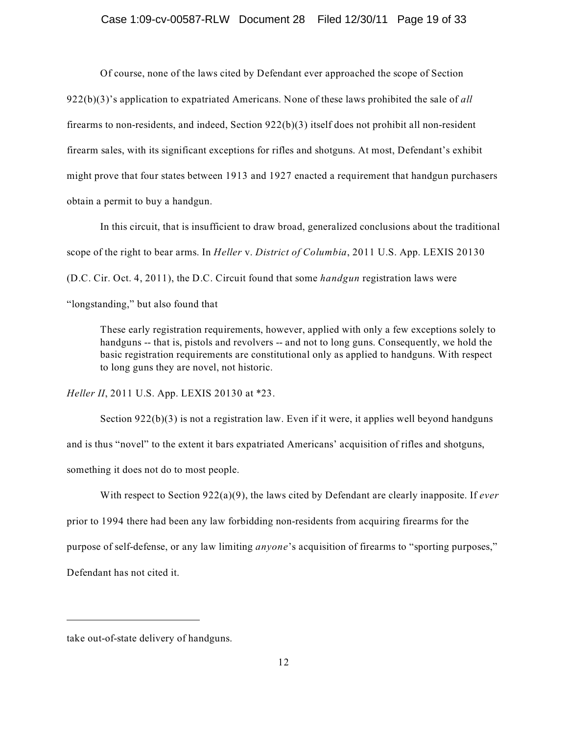Of course, none of the laws cited by Defendant ever approached the scope of Section 922(b)(3)'s application to expatriated Americans. None of these laws prohibited the sale of *all* firearms to non-residents, and indeed, Section 922(b)(3) itself does not prohibit all non-resident firearm sales, with its significant exceptions for rifles and shotguns. At most, Defendant's exhibit might prove that four states between 1913 and 1927 enacted a requirement that handgun purchasers obtain a permit to buy a handgun.

In this circuit, that is insufficient to draw broad, generalized conclusions about the traditional scope of the right to bear arms. In *Heller* v. *District of Columbia*, 2011 U.S. App. LEXIS 20130 (D.C. Cir. Oct. 4, 2011), the D.C. Circuit found that some *handgun* registration laws were "longstanding," but also found that

> These early registration requirements, however, applied with only a few exceptions solely to handguns -- that is, pistols and revolvers -- and not to long guns. Consequently, we hold the basic registration requirements are constitutional only as applied to handguns. With respect to long guns they are novel, not historic.

*Heller II*, 2011 U.S. App. LEXIS 20130 at *23.

Section 922(b)(3) is not a registration law. Even if it were, it applies well beyond handguns and is thus "novel" to the extent it bars expatriated Americans' acquisition of rifles and shotguns, something it does not do to most people.

With respect to Section 922(a)(9), the laws cited by Defendant are clearly inapposite. If *ever* prior to 1994 there had been any law forbidding non-residents from acquiring firearms for the purpose of self-defense, or any law limiting *anyone*'s acquisition of firearms to "sporting purposes," Defendant has not cited it.

---

take out-of-state delivery of handguns.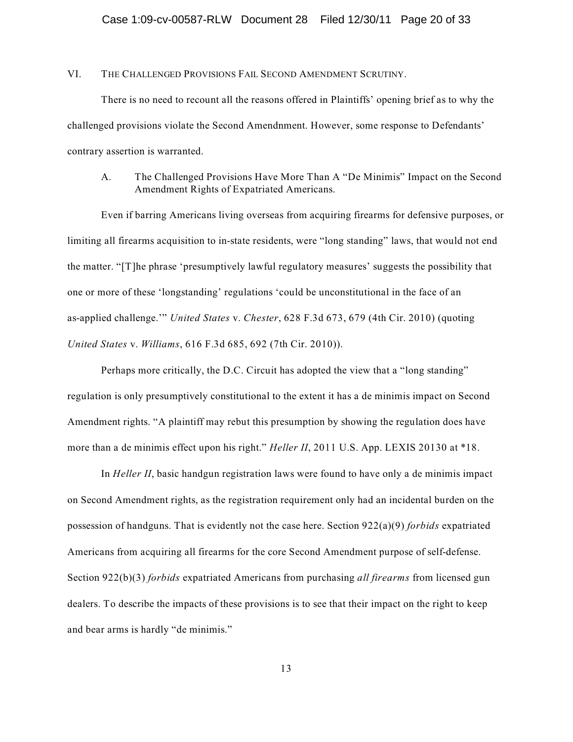## VI. THE CHALLENGED PROVISIONS FAIL SECOND AMENDMENT SCRUTINY.

There is no need to recount all the reasons offered in Plaintiffs' opening brief as to why the challenged provisions violate the Second Amendnment. However, some response to Defendants' contrary assertion is warranted.

### A. The Challenged Provisions Have More Than A "De Minimis" Impact on the Second Amendment Rights of Expatriated Americans.

Even if barring Americans living overseas from acquiring firearms for defensive purposes, or limiting all firearms acquisition to in-state residents, were "long standing" laws, that would not end the matter. "[T]he phrase 'presumptively lawful regulatory measures' suggests the possibility that one or more of these 'longstanding' regulations 'could be unconstitutional in the face of an as-applied challenge.'" *United States* v. *Chester*, 628 F.3d 673, 679 (4th Cir. 2010) (quoting *United States* v. *Williams*, 616 F.3d 685, 692 (7th Cir. 2010)).

Perhaps more critically, the D.C. Circuit has adopted the view that a "long standing" regulation is only presumptively constitutional to the extent it has a de minimis impact on Second Amendment rights. "A plaintiff may rebut this presumption by showing the regulation does have more than a de minimis effect upon his right." *Heller II*, 2011 U.S. App. LEXIS 20130 at *18.

In *Heller II*, basic handgun registration laws were found to have only a de minimis impact on Second Amendment rights, as the registration requirement only had an incidental burden on the possession of handguns. That is evidently not the case here. Section 922(a)(9) *forbids* expatriated Americans from acquiring all firearms for the core Second Amendment purpose of self-defense. Section 922(b)(3) *forbids* expatriated Americans from purchasing *all firearms* from licensed gun dealers. To describe the impacts of these provisions is to see that their impact on the right to keep and bear arms is hardly "de minimis."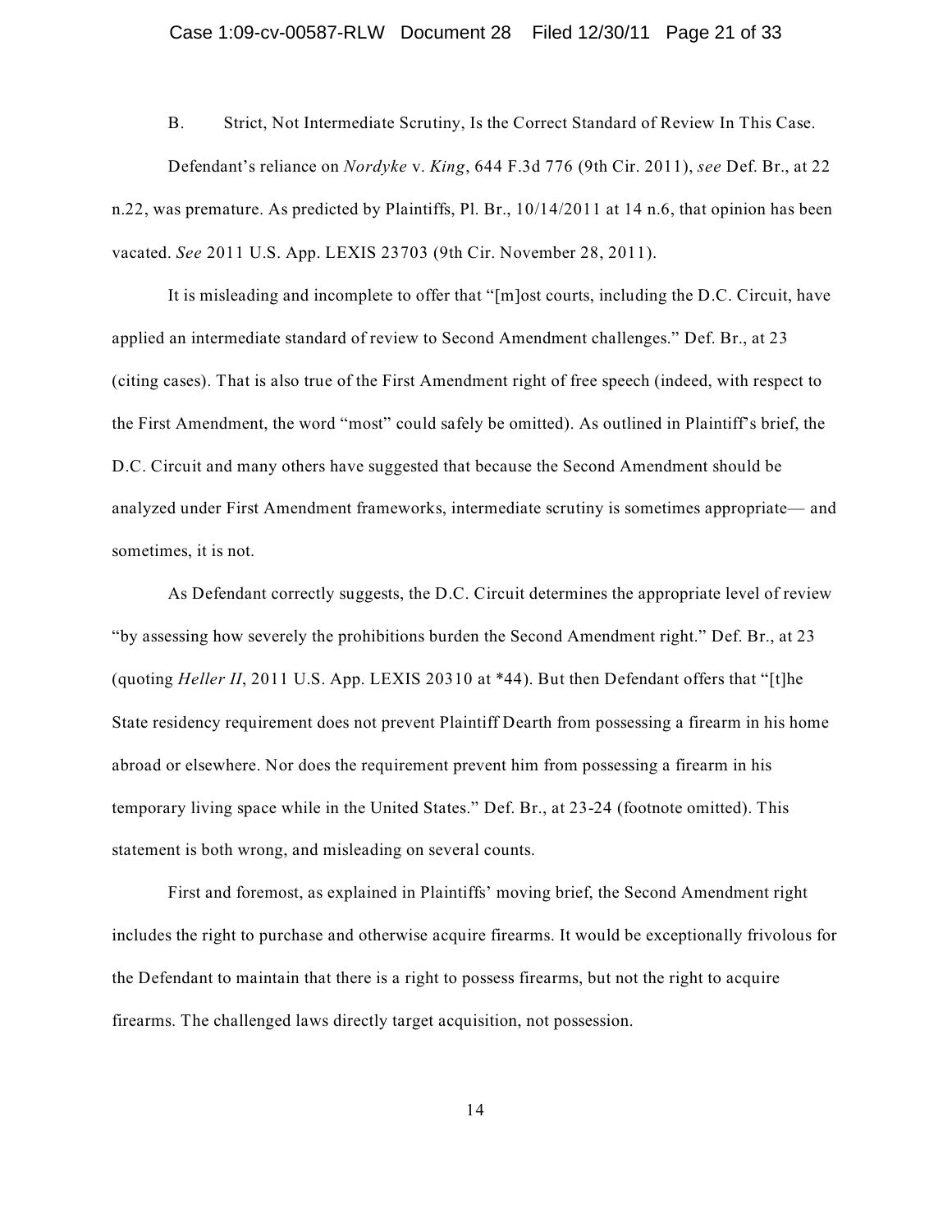### B. Strict, Not Intermediate Scrutiny, Is the Correct Standard of Review In This Case.

Defendant's reliance on *Nordyke* v. *King*, 644 F.3d 776 (9th Cir. 2011), *see* Def. Br., at 22 n.22, was premature. As predicted by Plaintiffs, Pl. Br., 10/14/2011 at 14 n.6, that opinion has been vacated. *See* 2011 U.S. App. LEXIS 23703 (9th Cir. November 28, 2011).

It is misleading and incomplete to offer that "[m]ost courts, including the D.C. Circuit, have applied an intermediate standard of review to Second Amendment challenges." Def. Br., at 23 (citing cases). That is also true of the First Amendment right of free speech (indeed, with respect to the First Amendment, the word "most" could safely be omitted). As outlined in Plaintiff's brief, the D.C. Circuit and many others have suggested that because the Second Amendment should be analyzed under First Amendment frameworks, intermediate scrutiny is sometimes appropriate— and sometimes, it is not.

As Defendant correctly suggests, the D.C. Circuit determines the appropriate level of review "by assessing how severely the prohibitions burden the Second Amendment right." Def. Br., at 23 (quoting *Heller II*, 2011 U.S. App. LEXIS 20310 at *44). But then Defendant offers that "[t]he State residency requirement does not prevent Plaintiff Dearth from possessing a firearm in his home abroad or elsewhere. Nor does the requirement prevent him from possessing a firearm in his temporary living space while in the United States." Def. Br., at 23-24 (footnote omitted). This statement is both wrong, and misleading on several counts.

First and foremost, as explained in Plaintiffs' moving brief, the Second Amendment right includes the right to purchase and otherwise acquire firearms. It would be exceptionally frivolous for the Defendant to maintain that there is a right to possess firearms, but not the right to acquire firearms. The challenged laws directly target acquisition, not possession.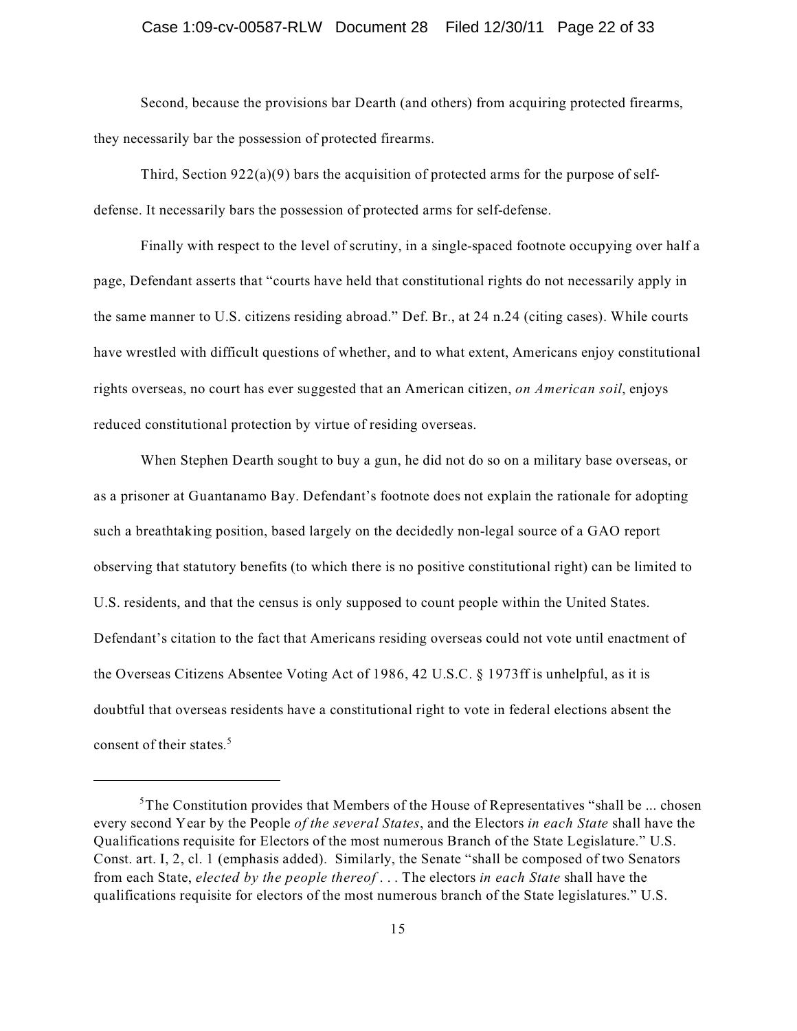Second, because the provisions bar Dearth (and others) from acquiring protected firearms, they necessarily bar the possession of protected firearms.

Third, Section 922(a)(9) bars the acquisition of protected arms for the purpose of self-defense. It necessarily bars the possession of protected arms for self-defense.

Finally with respect to the level of scrutiny, in a single-spaced footnote occupying over half a page, Defendant asserts that "courts have held that constitutional rights do not necessarily apply in the same manner to U.S. citizens residing abroad." Def. Br., at 24 n.24 (citing cases). While courts have wrestled with difficult questions of whether, and to what extent, Americans enjoy constitutional rights overseas, no court has ever suggested that an American citizen, *on American soil*, enjoys reduced constitutional protection by virtue of residing overseas.

When Stephen Dearth sought to buy a gun, he did not do so on a military base overseas, or as a prisoner at Guantanamo Bay. Defendant's footnote does not explain the rationale for adopting such a breathtaking position, based largely on the decidedly non-legal source of a GAO report observing that statutory benefits (to which there is no positive constitutional right) can be limited to U.S. residents, and that the census is only supposed to count people within the United States. Defendant's citation to the fact that Americans residing overseas could not vote until enactment of the Overseas Citizens Absentee Voting Act of 1986, 42 U.S.C. § 1973ff is unhelpful, as it is doubtful that overseas residents have a constitutional right to vote in federal elections absent the consent of their states.[5]

---

[5] The Constitution provides that Members of the House of Representatives "shall be ... chosen every second Year by the People *of the several States*, and the Electors *in each State* shall have the Qualifications requisite for Electors of the most numerous Branch of the State Legislature." U.S. Const. art. I, 2, cl. 1 (emphasis added). Similarly, the Senate "shall be composed of two Senators from each State, *elected by the people thereof* . . . The electors *in each State* shall have the qualifications requisite for electors of the most numerous branch of the State legislatures." U.S.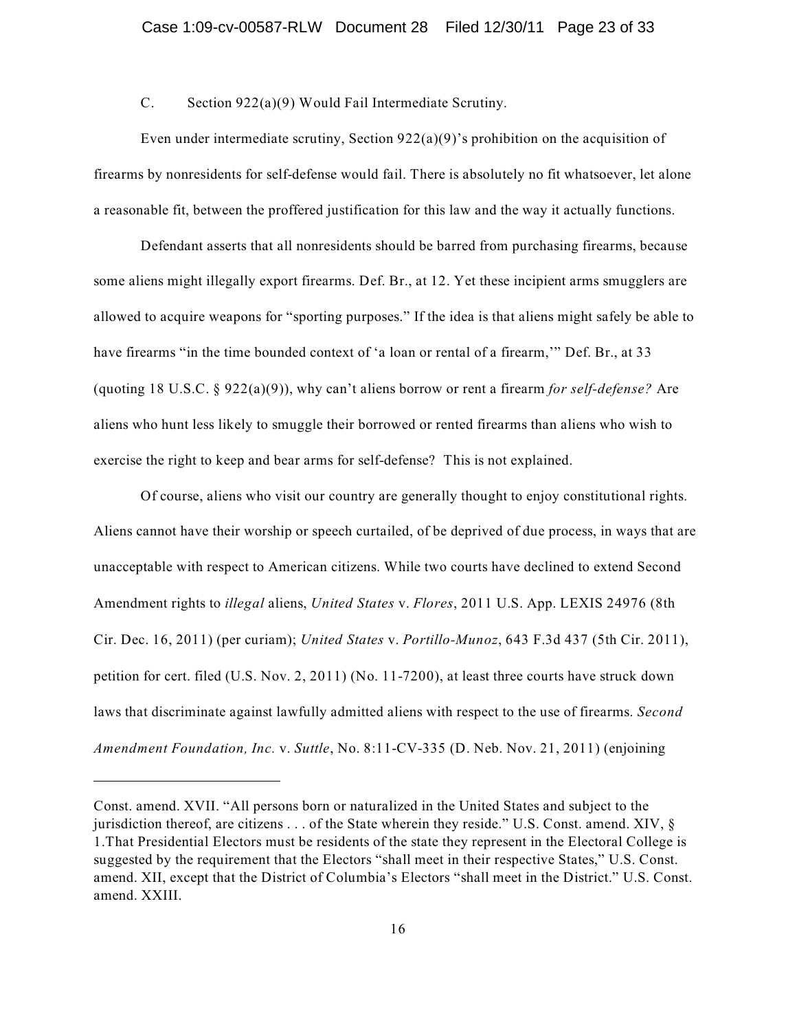C. Section 922(a)(9) Would Fail Intermediate Scrutiny.

Even under intermediate scrutiny, Section 922(a)(9)'s prohibition on the acquisition of firearms by nonresidents for self-defense would fail. There is absolutely no fit whatsoever, let alone a reasonable fit, between the proffered justification for this law and the way it actually functions.

Defendant asserts that all nonresidents should be barred from purchasing firearms, because some aliens might illegally export firearms. Def. Br., at 12. Yet these incipient arms smugglers are allowed to acquire weapons for "sporting purposes." If the idea is that aliens might safely be able to have firearms "in the time bounded context of 'a loan or rental of a firearm,'" Def. Br., at 33 (quoting 18 U.S.C. § 922(a)(9)), why can't aliens borrow or rent a firearm *for self-defense?* Are aliens who hunt less likely to smuggle their borrowed or rented firearms than aliens who wish to exercise the right to keep and bear arms for self-defense? This is not explained.

Of course, aliens who visit our country are generally thought to enjoy constitutional rights. Aliens cannot have their worship or speech curtailed, of be deprived of due process, in ways that are unacceptable with respect to American citizens. While two courts have declined to extend Second Amendment rights to *illegal* aliens, *United States* v. *Flores*, 2011 U.S. App. LEXIS 24976 (8th Cir. Dec. 16, 2011) (per curiam); *United States* v. *Portillo-Munoz*, 643 F.3d 437 (5th Cir. 2011), petition for cert. filed (U.S. Nov. 2, 2011) (No. 11-7200), at least three courts have struck down laws that discriminate against lawfully admitted aliens with respect to the use of firearms. *Second Amendment Foundation, Inc.* v. *Suttle*, No. 8:11-CV-335 (D. Neb. Nov. 21, 2011) (enjoining

---

Const. amend. XVII. "All persons born or naturalized in the United States and subject to the jurisdiction thereof, are citizens . . . of the State wherein they reside." U.S. Const. amend. XIV, § 1.That Presidential Electors must be residents of the state they represent in the Electoral College is suggested by the requirement that the Electors "shall meet in their respective States," U.S. Const. amend. XII, except that the District of Columbia's Electors "shall meet in the District." U.S. Const. amend. XXIII.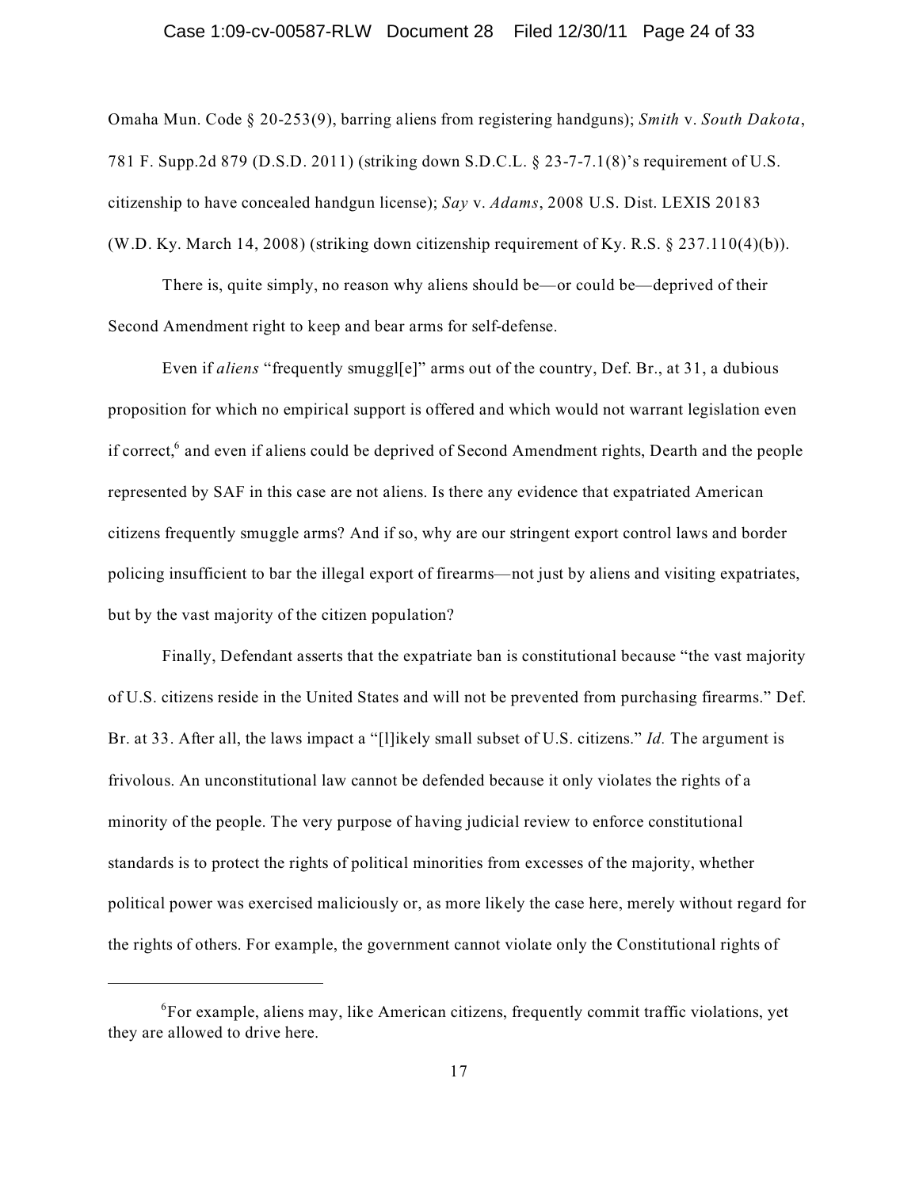Omaha Mun. Code § 20-253(9), barring aliens from registering handguns); *Smith* v. *South Dakota*, 781 F. Supp.2d 879 (D.S.D. 2011) (striking down S.D.C.L. § 23-7-7.1(8)'s requirement of U.S. citizenship to have concealed handgun license); *Say* v. *Adams*, 2008 U.S. Dist. LEXIS 20183 (W.D. Ky. March 14, 2008) (striking down citizenship requirement of Ky. R.S. § 237.110(4)(b)).

There is, quite simply, no reason why aliens should be—or could be—deprived of their Second Amendment right to keep and bear arms for self-defense.

Even if *aliens* "frequently smuggl[e]" arms out of the country, Def. Br., at 31, a dubious proposition for which no empirical support is offered and which would not warrant legislation even if correct,[6] and even if aliens could be deprived of Second Amendment rights, Dearth and the people represented by SAF in this case are not aliens. Is there any evidence that expatriated American citizens frequently smuggle arms? And if so, why are our stringent export control laws and border policing insufficient to bar the illegal export of firearms—not just by aliens and visiting expatriates, but by the vast majority of the citizen population?

Finally, Defendant asserts that the expatriate ban is constitutional because "the vast majority of U.S. citizens reside in the United States and will not be prevented from purchasing firearms." Def. Br. at 33. After all, the laws impact a "[l]ikely small subset of U.S. citizens." *Id.* The argument is frivolous. An unconstitutional law cannot be defended because it only violates the rights of a minority of the people. The very purpose of having judicial review to enforce constitutional standards is to protect the rights of political minorities from excesses of the majority, whether political power was exercised maliciously or, as more likely the case here, merely without regard for the rights of others. For example, the government cannot violate only the Constitutional rights of

---

[6]For example, aliens may, like American citizens, frequently commit traffic violations, yet they are allowed to drive here.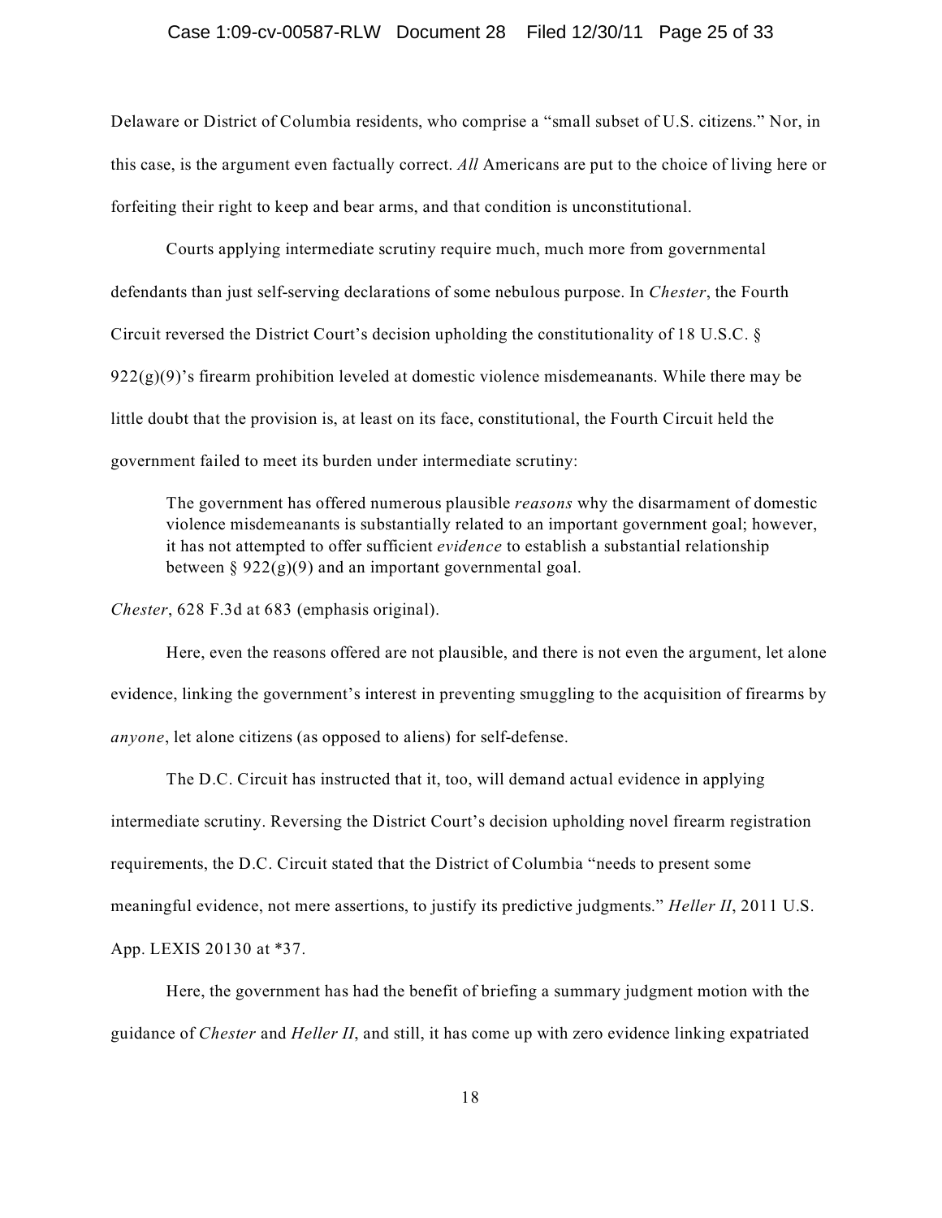Delaware or District of Columbia residents, who comprise a "small subset of U.S. citizens." Nor, in this case, is the argument even factually correct. *All* Americans are put to the choice of living here or forfeiting their right to keep and bear arms, and that condition is unconstitutional.

Courts applying intermediate scrutiny require much, much more from governmental defendants than just self-serving declarations of some nebulous purpose. In *Chester*, the Fourth Circuit reversed the District Court's decision upholding the constitutionality of 18 U.S.C. § 922(g)(9)'s firearm prohibition leveled at domestic violence misdemeanants. While there may be little doubt that the provision is, at least on its face, constitutional, the Fourth Circuit held the government failed to meet its burden under intermediate scrutiny:

> The government has offered numerous plausible *reasons* why the disarmament of domestic violence misdemeanants is substantially related to an important government goal; however, it has not attempted to offer sufficient *evidence* to establish a substantial relationship between § 922(g)(9) and an important governmental goal.

*Chester*, 628 F.3d at 683 (emphasis original).

Here, even the reasons offered are not plausible, and there is not even the argument, let alone evidence, linking the government's interest in preventing smuggling to the acquisition of firearms by *anyone*, let alone citizens (as opposed to aliens) for self-defense.

The D.C. Circuit has instructed that it, too, will demand actual evidence in applying intermediate scrutiny. Reversing the District Court's decision upholding novel firearm registration requirements, the D.C. Circuit stated that the District of Columbia "needs to present some meaningful evidence, not mere assertions, to justify its predictive judgments." *Heller II*, 2011 U.S. App. LEXIS 20130 at *37.

Here, the government has had the benefit of briefing a summary judgment motion with the guidance of *Chester* and *Heller II*, and still, it has come up with zero evidence linking expatriated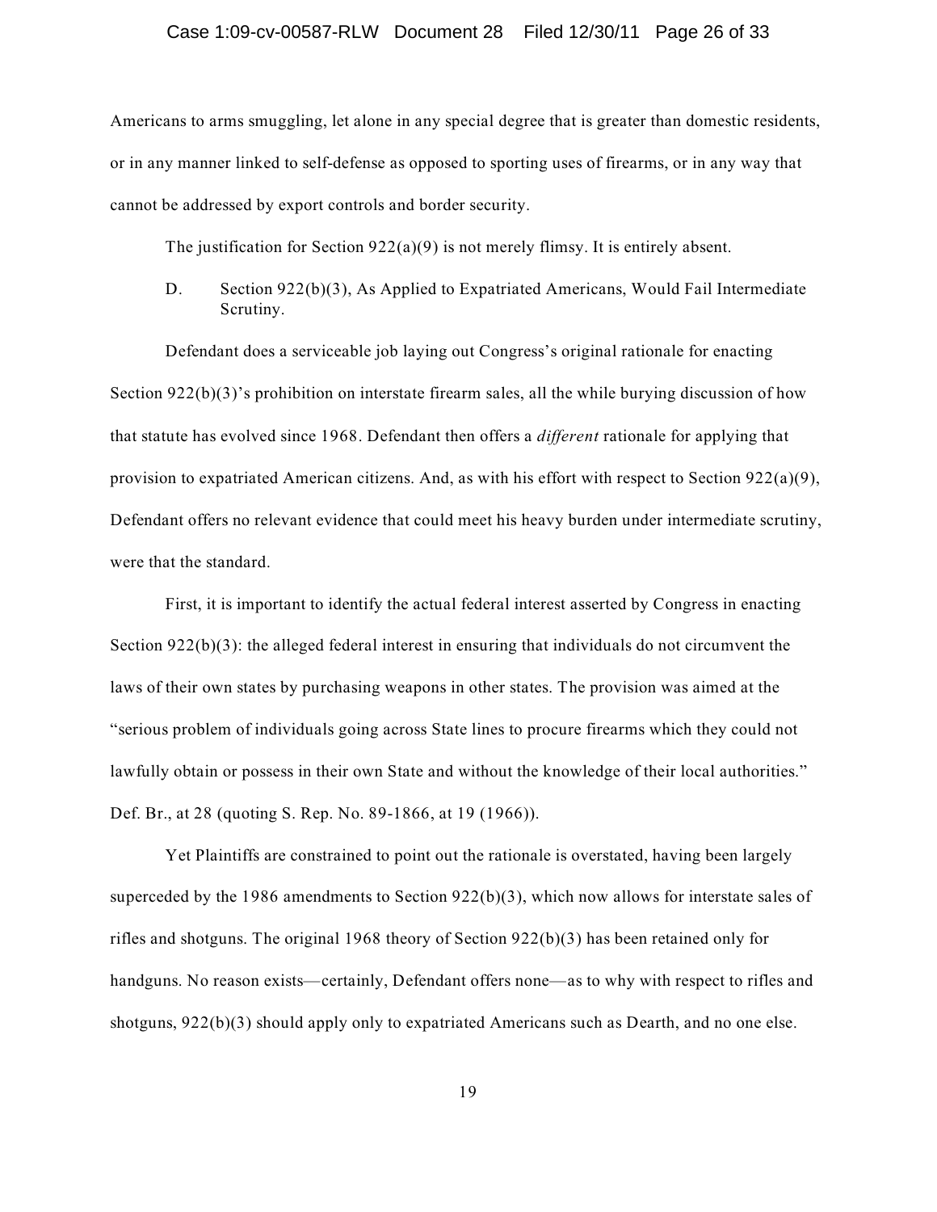Americans to arms smuggling, let alone in any special degree that is greater than domestic residents, or in any manner linked to self-defense as opposed to sporting uses of firearms, or in any way that cannot be addressed by export controls and border security.

The justification for Section 922(a)(9) is not merely flimsy. It is entirely absent.

D. Section 922(b)(3), As Applied to Expatriated Americans, Would Fail Intermediate Scrutiny.

Defendant does a serviceable job laying out Congress's original rationale for enacting Section 922(b)(3)'s prohibition on interstate firearm sales, all the while burying discussion of how that statute has evolved since 1968. Defendant then offers a *different* rationale for applying that provision to expatriated American citizens. And, as with his effort with respect to Section 922(a)(9), Defendant offers no relevant evidence that could meet his heavy burden under intermediate scrutiny, were that the standard.

First, it is important to identify the actual federal interest asserted by Congress in enacting Section 922(b)(3): the alleged federal interest in ensuring that individuals do not circumvent the laws of their own states by purchasing weapons in other states. The provision was aimed at the "serious problem of individuals going across State lines to procure firearms which they could not lawfully obtain or possess in their own State and without the knowledge of their local authorities." Def. Br., at 28 (quoting S. Rep. No. 89-1866, at 19 (1966)).

Yet Plaintiffs are constrained to point out the rationale is overstated, having been largely superceded by the 1986 amendments to Section 922(b)(3), which now allows for interstate sales of rifles and shotguns. The original 1968 theory of Section 922(b)(3) has been retained only for handguns. No reason exists—certainly, Defendant offers none—as to why with respect to rifles and shotguns, 922(b)(3) should apply only to expatriated Americans such as Dearth, and no one else.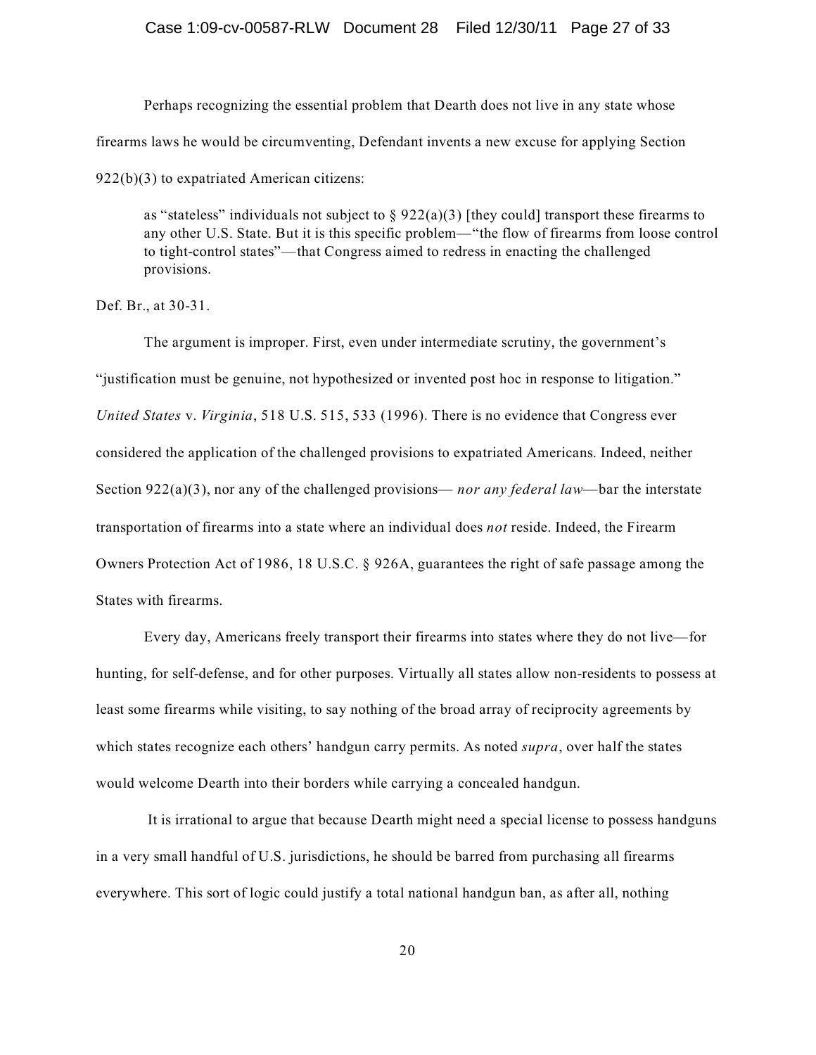Perhaps recognizing the essential problem that Dearth does not live in any state whose firearms laws he would be circumventing, Defendant invents a new excuse for applying Section 922(b)(3) to expatriated American citizens:

> as "stateless" individuals not subject to § 922(a)(3) [they could] transport these firearms to any other U.S. State. But it is this specific problem—"the flow of firearms from loose control to tight-control states"—that Congress aimed to redress in enacting the challenged provisions.

Def. Br., at 30-31.

The argument is improper. First, even under intermediate scrutiny, the government's "justification must be genuine, not hypothesized or invented post hoc in response to litigation." *United States* v. *Virginia*, 518 U.S. 515, 533 (1996). There is no evidence that Congress ever considered the application of the challenged provisions to expatriated Americans. Indeed, neither Section 922(a)(3), nor any of the challenged provisions— *nor any federal law*—bar the interstate transportation of firearms into a state where an individual does *not* reside. Indeed, the Firearm Owners Protection Act of 1986, 18 U.S.C. § 926A, guarantees the right of safe passage among the States with firearms.

Every day, Americans freely transport their firearms into states where they do not live—for hunting, for self-defense, and for other purposes. Virtually all states allow non-residents to possess at least some firearms while visiting, to say nothing of the broad array of reciprocity agreements by which states recognize each others' handgun carry permits. As noted *supra*, over half the states would welcome Dearth into their borders while carrying a concealed handgun.

It is irrational to argue that because Dearth might need a special license to possess handguns in a very small handful of U.S. jurisdictions, he should be barred from purchasing all firearms everywhere. This sort of logic could justify a total national handgun ban, as after all, nothing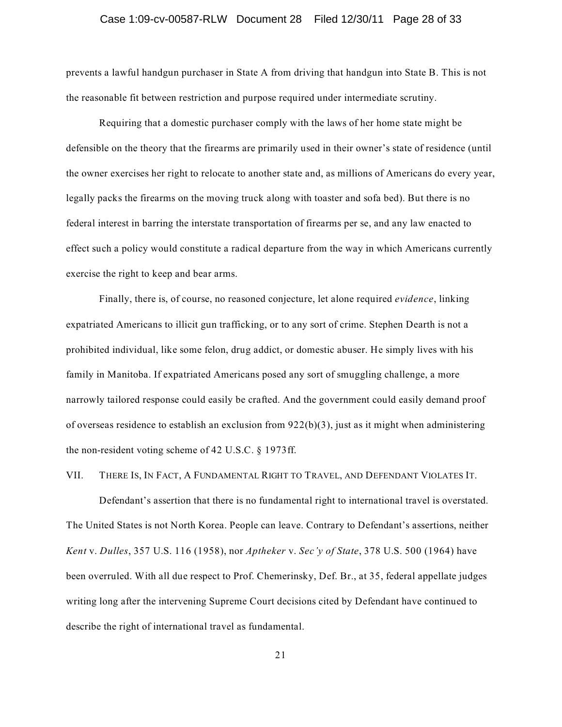prevents a lawful handgun purchaser in State A from driving that handgun into State B. This is not the reasonable fit between restriction and purpose required under intermediate scrutiny.

Requiring that a domestic purchaser comply with the laws of her home state might be defensible on the theory that the firearms are primarily used in their owner's state of residence (until the owner exercises her right to relocate to another state and, as millions of Americans do every year, legally packs the firearms on the moving truck along with toaster and sofa bed). But there is no federal interest in barring the interstate transportation of firearms per se, and any law enacted to effect such a policy would constitute a radical departure from the way in which Americans currently exercise the right to keep and bear arms.

Finally, there is, of course, no reasoned conjecture, let alone required *evidence*, linking expatriated Americans to illicit gun trafficking, or to any sort of crime. Stephen Dearth is not a prohibited individual, like some felon, drug addict, or domestic abuser. He simply lives with his family in Manitoba. If expatriated Americans posed any sort of smuggling challenge, a more narrowly tailored response could easily be crafted. And the government could easily demand proof of overseas residence to establish an exclusion from 922(b)(3), just as it might when administering the non-resident voting scheme of 42 U.S.C. § 1973ff.

## VII. There Is, In Fact, A Fundamental Right to Travel, and Defendant Violates It.

Defendant's assertion that there is no fundamental right to international travel is overstated. The United States is not North Korea. People can leave. Contrary to Defendant's assertions, neither *Kent* v. *Dulles*, 357 U.S. 116 (1958), nor *Aptheker* v. *Sec'y of State*, 378 U.S. 500 (1964) have been overruled. With all due respect to Prof. Chemerinsky, Def. Br., at 35, federal appellate judges writing long after the intervening Supreme Court decisions cited by Defendant have continued to describe the right of international travel as fundamental.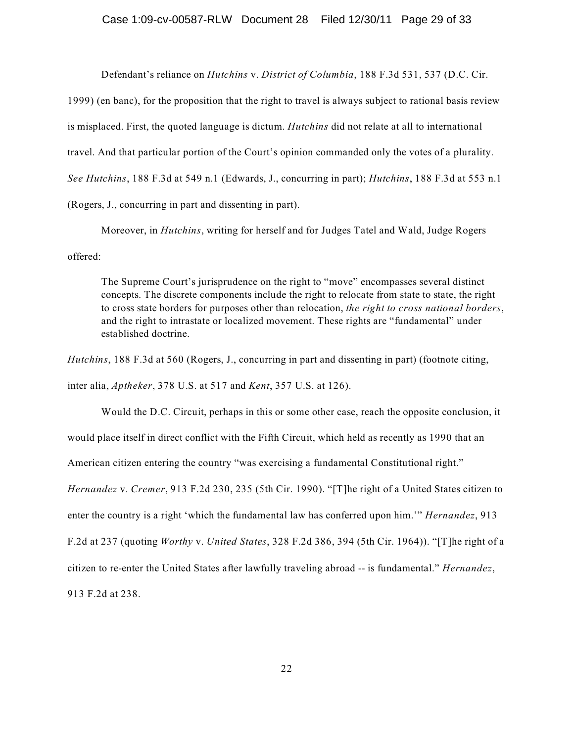Defendant's reliance on *Hutchins* v. *District of Columbia*, 188 F.3d 531, 537 (D.C. Cir. 1999) (en banc), for the proposition that the right to travel is always subject to rational basis review is misplaced. First, the quoted language is dictum. *Hutchins* did not relate at all to international travel. And that particular portion of the Court's opinion commanded only the votes of a plurality. *See Hutchins*, 188 F.3d at 549 n.1 (Edwards, J., concurring in part); *Hutchins*, 188 F.3d at 553 n.1 (Rogers, J., concurring in part and dissenting in part).

Moreover, in *Hutchins*, writing for herself and for Judges Tatel and Wald, Judge Rogers offered:

> The Supreme Court's jurisprudence on the right to "move" encompasses several distinct concepts. The discrete components include the right to relocate from state to state, the right to cross state borders for purposes other than relocation, *the right to cross national borders*, and the right to intrastate or localized movement. These rights are "fundamental" under established doctrine.

*Hutchins*, 188 F.3d at 560 (Rogers, J., concurring in part and dissenting in part) (footnote citing, inter alia, *Aptheker*, 378 U.S. at 517 and *Kent*, 357 U.S. at 126).

Would the D.C. Circuit, perhaps in this or some other case, reach the opposite conclusion, it would place itself in direct conflict with the Fifth Circuit, which held as recently as 1990 that an American citizen entering the country "was exercising a fundamental Constitutional right." *Hernandez* v. *Cremer*, 913 F.2d 230, 235 (5th Cir. 1990). "[T]he right of a United States citizen to enter the country is a right 'which the fundamental law has conferred upon him.'" *Hernandez*, 913 F.2d at 237 (quoting *Worthy* v. *United States*, 328 F.2d 386, 394 (5th Cir. 1964)). "[T]he right of a citizen to re-enter the United States after lawfully traveling abroad -- is fundamental." *Hernandez*, 913 F.2d at 238.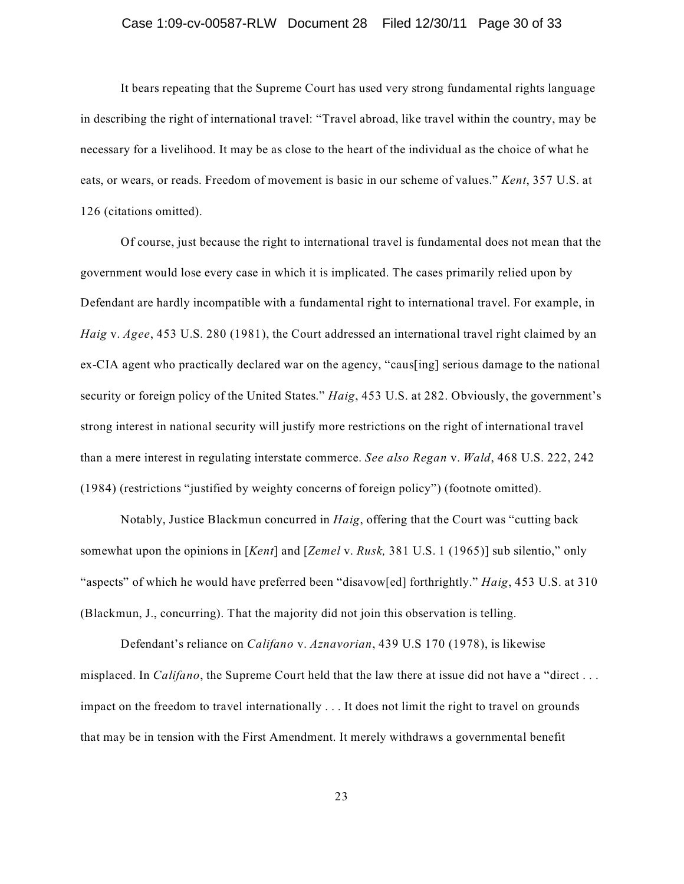It bears repeating that the Supreme Court has used very strong fundamental rights language in describing the right of international travel: "Travel abroad, like travel within the country, may be necessary for a livelihood. It may be as close to the heart of the individual as the choice of what he eats, or wears, or reads. Freedom of movement is basic in our scheme of values." *Kent*, 357 U.S. at 126 (citations omitted).

Of course, just because the right to international travel is fundamental does not mean that the government would lose every case in which it is implicated. The cases primarily relied upon by Defendant are hardly incompatible with a fundamental right to international travel. For example, in *Haig* v. *Agee*, 453 U.S. 280 (1981), the Court addressed an international travel right claimed by an ex-CIA agent who practically declared war on the agency, "caus[ing] serious damage to the national security or foreign policy of the United States." *Haig*, 453 U.S. at 282. Obviously, the government's strong interest in national security will justify more restrictions on the right of international travel than a mere interest in regulating interstate commerce. *See also Regan* v. *Wald*, 468 U.S. 222, 242 (1984) (restrictions "justified by weighty concerns of foreign policy") (footnote omitted).

Notably, Justice Blackmun concurred in *Haig*, offering that the Court was "cutting back somewhat upon the opinions in [*Kent*] and [*Zemel* v. *Rusk,* 381 U.S. 1 (1965)] sub silentio," only "aspects" of which he would have preferred been "disavow[ed] forthrightly." *Haig*, 453 U.S. at 310 (Blackmun, J., concurring). That the majority did not join this observation is telling.

Defendant's reliance on *Califano* v. *Aznavorian*, 439 U.S 170 (1978), is likewise misplaced. In *Califano*, the Supreme Court held that the law there at issue did not have a "direct . . . impact on the freedom to travel internationally . . . It does not limit the right to travel on grounds that may be in tension with the First Amendment. It merely withdraws a governmental benefit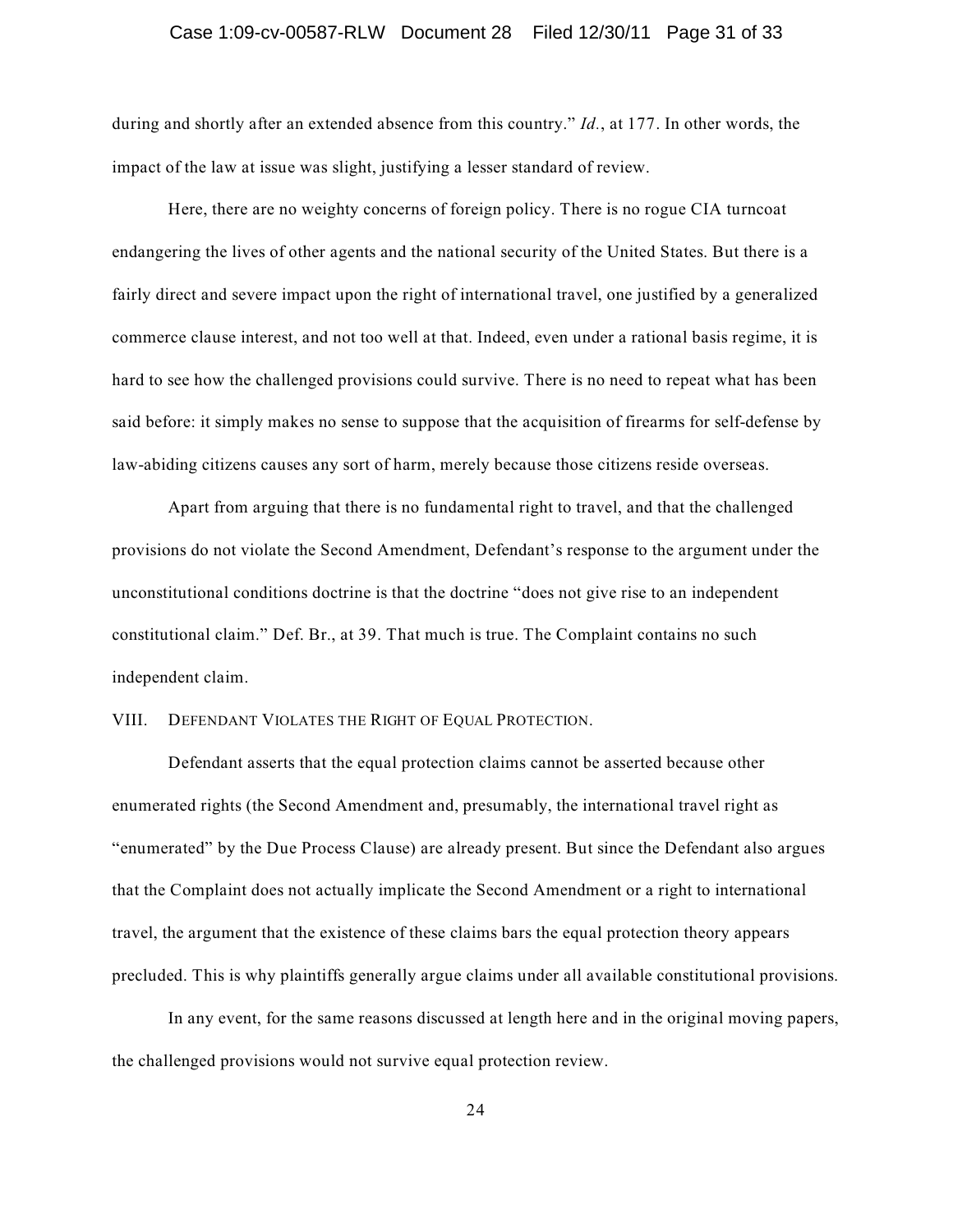during and shortly after an extended absence from this country." *Id.*, at 177. In other words, the impact of the law at issue was slight, justifying a lesser standard of review.

Here, there are no weighty concerns of foreign policy. There is no rogue CIA turncoat endangering the lives of other agents and the national security of the United States. But there is a fairly direct and severe impact upon the right of international travel, one justified by a generalized commerce clause interest, and not too well at that. Indeed, even under a rational basis regime, it is hard to see how the challenged provisions could survive. There is no need to repeat what has been said before: it simply makes no sense to suppose that the acquisition of firearms for self-defense by law-abiding citizens causes any sort of harm, merely because those citizens reside overseas.

Apart from arguing that there is no fundamental right to travel, and that the challenged provisions do not violate the Second Amendment, Defendant's response to the argument under the unconstitutional conditions doctrine is that the doctrine "does not give rise to an independent constitutional claim." Def. Br., at 39. That much is true. The Complaint contains no such independent claim.

## VIII. DEFENDANT VIOLATES THE RIGHT OF EQUAL PROTECTION.

Defendant asserts that the equal protection claims cannot be asserted because other enumerated rights (the Second Amendment and, presumably, the international travel right as "enumerated" by the Due Process Clause) are already present. But since the Defendant also argues that the Complaint does not actually implicate the Second Amendment or a right to international travel, the argument that the existence of these claims bars the equal protection theory appears precluded. This is why plaintiffs generally argue claims under all available constitutional provisions.

In any event, for the same reasons discussed at length here and in the original moving papers, the challenged provisions would not survive equal protection review.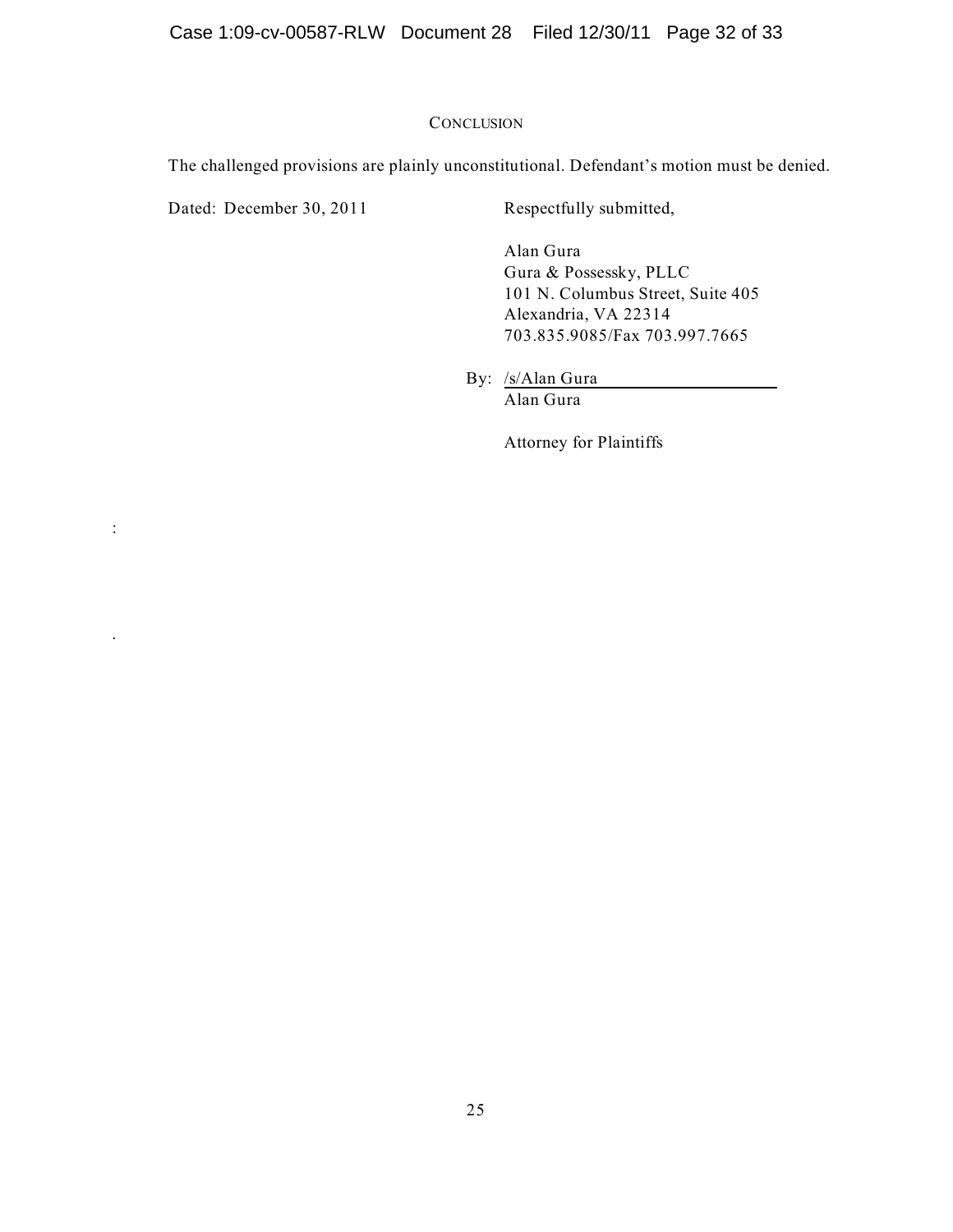## CONCLUSION

The challenged provisions are plainly unconstitutional. Defendant's motion must be denied.

Dated: December 30, 2011

Respectfully submitted,

Alan Gura
Gura & Possessky, PLLC
101 N. Columbus Street, Suite 405
Alexandria, VA 22314
703.835.9085/Fax 703.997.7665

By: /s/Alan Gura
Alan Gura

Attorney for Plaintiffs